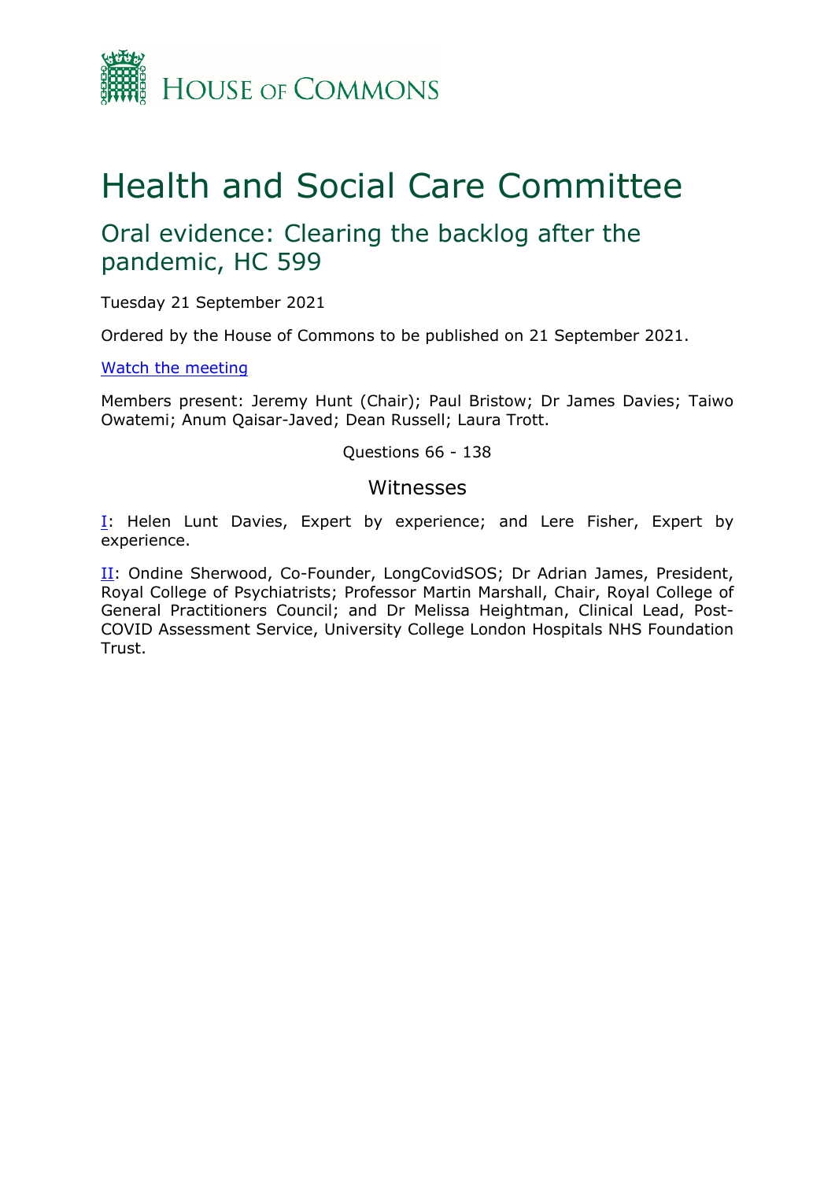HOUSE OF COMMONS

# Health and Social Care Committee

## Oral evidence: Clearing the backlog after the pandemic, HC 599

Tuesday 21 September 2021

Ordered by the House of Commons to be published on 21 September 2021.

[Watch the meeting](#)

Members present: Jeremy Hunt (Chair); Paul Bristow; Dr James Davies; Taiwo Owatemi; Anum Qaisar-Javed; Dean Russell; Laura Trott.

Questions 66 - 138

### Witnesses

[I](#): Helen Lunt Davies, Expert by experience; and Lere Fisher, Expert by experience.

[II](#): Ondine Sherwood, Co-Founder, LongCovidSOS; Dr Adrian James, President, Royal College of Psychiatrists; Professor Martin Marshall, Chair, Royal College of General Practitioners Council; and Dr Melissa Heightman, Clinical Lead, Post-COVID Assessment Service, University College London Hospitals NHS Foundation Trust.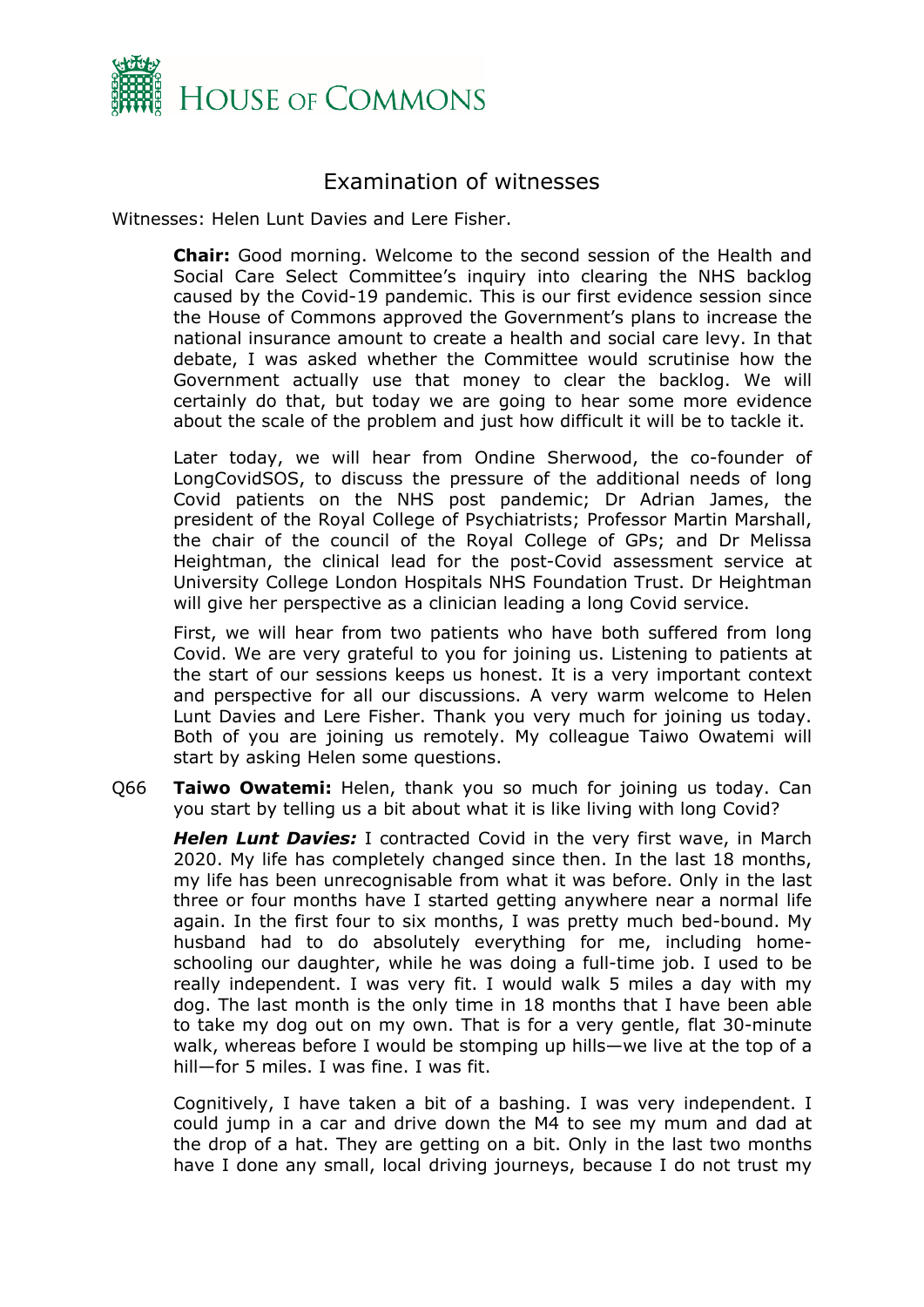# Examination of witnesses

Witnesses: Helen Lunt Davies and Lere Fisher.

**Chair:** Good morning. Welcome to the second session of the Health and Social Care Select Committee's inquiry into clearing the NHS backlog caused by the Covid-19 pandemic. This is our first evidence session since the House of Commons approved the Government's plans to increase the national insurance amount to create a health and social care levy. In that debate, I was asked whether the Committee would scrutinise how the Government actually use that money to clear the backlog. We will certainly do that, but today we are going to hear some more evidence about the scale of the problem and just how difficult it will be to tackle it.

Later today, we will hear from Ondine Sherwood, the co-founder of LongCovidSOS, to discuss the pressure of the additional needs of long Covid patients on the NHS post pandemic; Dr Adrian James, the president of the Royal College of Psychiatrists; Professor Martin Marshall, the chair of the council of the Royal College of GPs; and Dr Melissa Heightman, the clinical lead for the post-Covid assessment service at University College London Hospitals NHS Foundation Trust. Dr Heightman will give her perspective as a clinician leading a long Covid service.

First, we will hear from two patients who have both suffered from long Covid. We are very grateful to you for joining us. Listening to patients at the start of our sessions keeps us honest. It is a very important context and perspective for all our discussions. A very warm welcome to Helen Lunt Davies and Lere Fisher. Thank you very much for joining us today. Both of you are joining us remotely. My colleague Taiwo Owatemi will start by asking Helen some questions.

Q66 **Taiwo Owatemi:** Helen, thank you so much for joining us today. Can you start by telling us a bit about what it is like living with long Covid?

***Helen Lunt Davies:*** I contracted Covid in the very first wave, in March 2020. My life has completely changed since then. In the last 18 months, my life has been unrecognisable from what it was before. Only in the last three or four months have I started getting anywhere near a normal life again. In the first four to six months, I was pretty much bed-bound. My husband had to do absolutely everything for me, including home-schooling our daughter, while he was doing a full-time job. I used to be really independent. I was very fit. I would walk 5 miles a day with my dog. The last month is the only time in 18 months that I have been able to take my dog out on my own. That is for a very gentle, flat 30-minute walk, whereas before I would be stomping up hills—we live at the top of a hill—for 5 miles. I was fine. I was fit.

Cognitively, I have taken a bit of a bashing. I was very independent. I could jump in a car and drive down the M4 to see my mum and dad at the drop of a hat. They are getting on a bit. Only in the last two months have I done any small, local driving journeys, because I do not trust my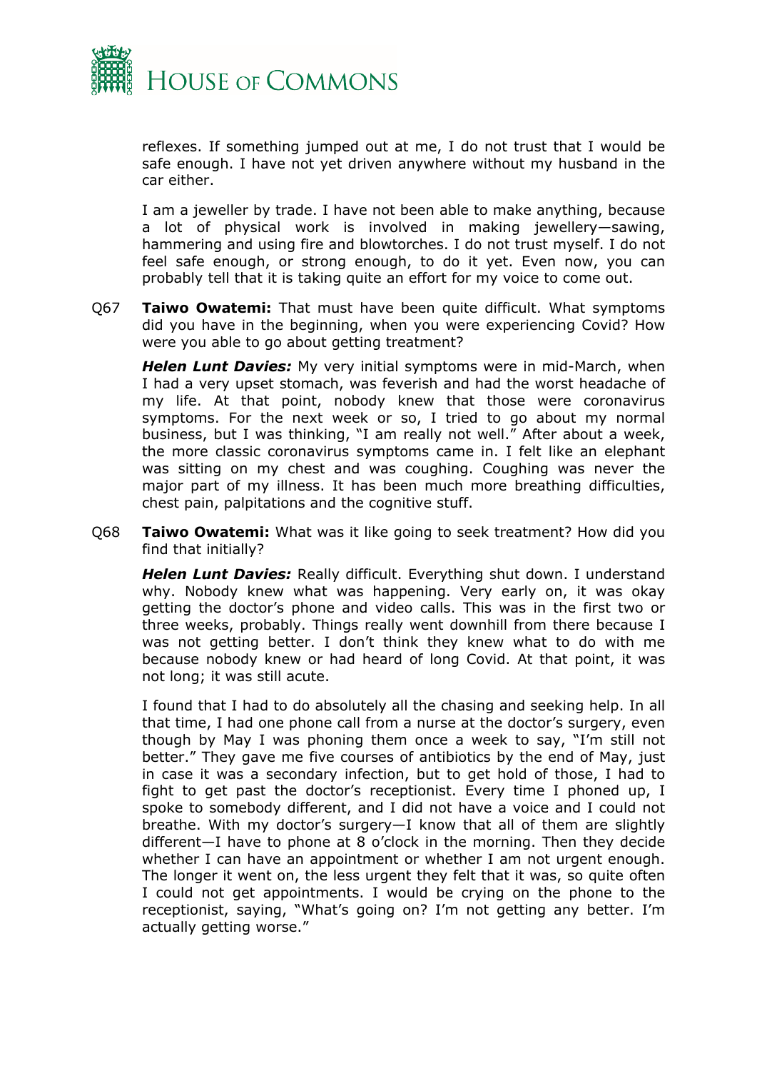reflexes. If something jumped out at me, I do not trust that I would be safe enough. I have not yet driven anywhere without my husband in the car either.

I am a jeweller by trade. I have not been able to make anything, because a lot of physical work is involved in making jewellery—sawing, hammering and using fire and blowtorches. I do not trust myself. I do not feel safe enough, or strong enough, to do it yet. Even now, you can probably tell that it is taking quite an effort for my voice to come out.

Q67 **Taiwo Owatemi:** That must have been quite difficult. What symptoms did you have in the beginning, when you were experiencing Covid? How were you able to go about getting treatment?

***Helen Lunt Davies:*** My very initial symptoms were in mid-March, when I had a very upset stomach, was feverish and had the worst headache of my life. At that point, nobody knew that those were coronavirus symptoms. For the next week or so, I tried to go about my normal business, but I was thinking, "I am really not well." After about a week, the more classic coronavirus symptoms came in. I felt like an elephant was sitting on my chest and was coughing. Coughing was never the major part of my illness. It has been much more breathing difficulties, chest pain, palpitations and the cognitive stuff.

Q68 **Taiwo Owatemi:** What was it like going to seek treatment? How did you find that initially?

***Helen Lunt Davies:*** Really difficult. Everything shut down. I understand why. Nobody knew what was happening. Very early on, it was okay getting the doctor's phone and video calls. This was in the first two or three weeks, probably. Things really went downhill from there because I was not getting better. I don't think they knew what to do with me because nobody knew or had heard of long Covid. At that point, it was not long; it was still acute.

I found that I had to do absolutely all the chasing and seeking help. In all that time, I had one phone call from a nurse at the doctor's surgery, even though by May I was phoning them once a week to say, "I'm still not better." They gave me five courses of antibiotics by the end of May, just in case it was a secondary infection, but to get hold of those, I had to fight to get past the doctor's receptionist. Every time I phoned up, I spoke to somebody different, and I did not have a voice and I could not breathe. With my doctor's surgery—I know that all of them are slightly different—I have to phone at 8 o'clock in the morning. Then they decide whether I can have an appointment or whether I am not urgent enough. The longer it went on, the less urgent they felt that it was, so quite often I could not get appointments. I would be crying on the phone to the receptionist, saying, "What's going on? I'm not getting any better. I'm actually getting worse."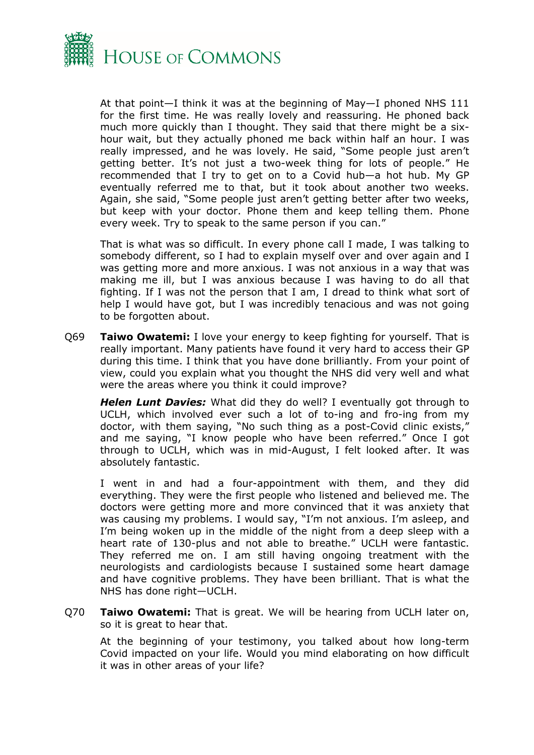At that point—I think it was at the beginning of May—I phoned NHS 111 for the first time. He was really lovely and reassuring. He phoned back much more quickly than I thought. They said that there might be a six-hour wait, but they actually phoned me back within half an hour. I was really impressed, and he was lovely. He said, "Some people just aren't getting better. It's not just a two-week thing for lots of people." He recommended that I try to get on to a Covid hub—a hot hub. My GP eventually referred me to that, but it took about another two weeks. Again, she said, "Some people just aren't getting better after two weeks, but keep with your doctor. Phone them and keep telling them. Phone every week. Try to speak to the same person if you can."

That is what was so difficult. In every phone call I made, I was talking to somebody different, so I had to explain myself over and over again and I was getting more and more anxious. I was not anxious in a way that was making me ill, but I was anxious because I was having to do all that fighting. If I was not the person that I am, I dread to think what sort of help I would have got, but I was incredibly tenacious and was not going to be forgotten about.

Q69 **Taiwo Owatemi:** I love your energy to keep fighting for yourself. That is really important. Many patients have found it very hard to access their GP during this time. I think that you have done brilliantly. From your point of view, could you explain what you thought the NHS did very well and what were the areas where you think it could improve?

***Helen Lunt Davies:*** What did they do well? I eventually got through to UCLH, which involved ever such a lot of to-ing and fro-ing from my doctor, with them saying, "No such thing as a post-Covid clinic exists," and me saying, "I know people who have been referred." Once I got through to UCLH, which was in mid-August, I felt looked after. It was absolutely fantastic.

I went in and had a four-appointment with them, and they did everything. They were the first people who listened and believed me. The doctors were getting more and more convinced that it was anxiety that was causing my problems. I would say, "I'm not anxious. I'm asleep, and I'm being woken up in the middle of the night from a deep sleep with a heart rate of 130-plus and not able to breathe." UCLH were fantastic. They referred me on. I am still having ongoing treatment with the neurologists and cardiologists because I sustained some heart damage and have cognitive problems. They have been brilliant. That is what the NHS has done right—UCLH.

Q70 **Taiwo Owatemi:** That is great. We will be hearing from UCLH later on, so it is great to hear that.

At the beginning of your testimony, you talked about how long-term Covid impacted on your life. Would you mind elaborating on how difficult it was in other areas of your life?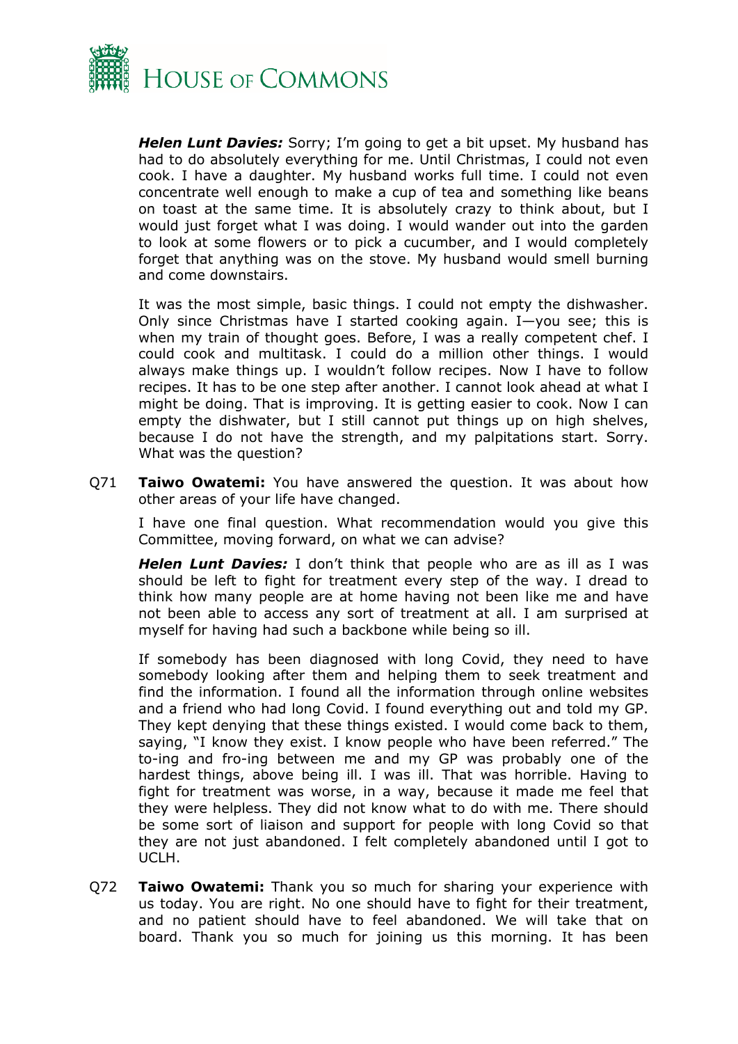***Helen Lunt Davies:*** Sorry; I'm going to get a bit upset. My husband has had to do absolutely everything for me. Until Christmas, I could not even cook. I have a daughter. My husband works full time. I could not even concentrate well enough to make a cup of tea and something like beans on toast at the same time. It is absolutely crazy to think about, but I would just forget what I was doing. I would wander out into the garden to look at some flowers or to pick a cucumber, and I would completely forget that anything was on the stove. My husband would smell burning and come downstairs.

It was the most simple, basic things. I could not empty the dishwasher. Only since Christmas have I started cooking again. I—you see; this is when my train of thought goes. Before, I was a really competent chef. I could cook and multitask. I could do a million other things. I would always make things up. I wouldn't follow recipes. Now I have to follow recipes. It has to be one step after another. I cannot look ahead at what I might be doing. That is improving. It is getting easier to cook. Now I can empty the dishwater, but I still cannot put things up on high shelves, because I do not have the strength, and my palpitations start. Sorry. What was the question?

Q71 **Taiwo Owatemi:** You have answered the question. It was about how other areas of your life have changed.

I have one final question. What recommendation would you give this Committee, moving forward, on what we can advise?

***Helen Lunt Davies:*** I don't think that people who are as ill as I was should be left to fight for treatment every step of the way. I dread to think how many people are at home having not been like me and have not been able to access any sort of treatment at all. I am surprised at myself for having had such a backbone while being so ill.

If somebody has been diagnosed with long Covid, they need to have somebody looking after them and helping them to seek treatment and find the information. I found all the information through online websites and a friend who had long Covid. I found everything out and told my GP. They kept denying that these things existed. I would come back to them, saying, "I know they exist. I know people who have been referred." The to-ing and fro-ing between me and my GP was probably one of the hardest things, above being ill. I was ill. That was horrible. Having to fight for treatment was worse, in a way, because it made me feel that they were helpless. They did not know what to do with me. There should be some sort of liaison and support for people with long Covid so that they are not just abandoned. I felt completely abandoned until I got to UCLH.

Q72 **Taiwo Owatemi:** Thank you so much for sharing your experience with us today. You are right. No one should have to fight for their treatment, and no patient should have to feel abandoned. We will take that on board. Thank you so much for joining us this morning. It has been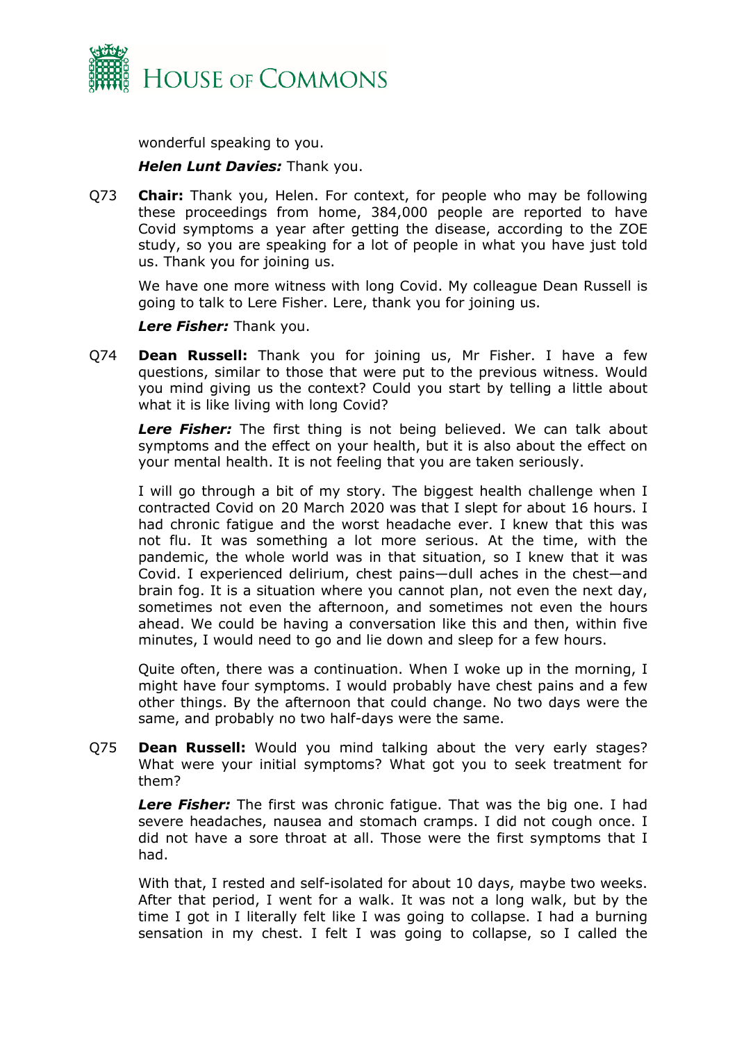wonderful speaking to you.

***Helen Lunt Davies:*** Thank you.

Q73 **Chair:** Thank you, Helen. For context, for people who may be following these proceedings from home, 384,000 people are reported to have Covid symptoms a year after getting the disease, according to the ZOE study, so you are speaking for a lot of people in what you have just told us. Thank you for joining us.

We have one more witness with long Covid. My colleague Dean Russell is going to talk to Lere Fisher. Lere, thank you for joining us.

***Lere Fisher:*** Thank you.

Q74 **Dean Russell:** Thank you for joining us, Mr Fisher. I have a few questions, similar to those that were put to the previous witness. Would you mind giving us the context? Could you start by telling a little about what it is like living with long Covid?

***Lere Fisher:*** The first thing is not being believed. We can talk about symptoms and the effect on your health, but it is also about the effect on your mental health. It is not feeling that you are taken seriously.

I will go through a bit of my story. The biggest health challenge when I contracted Covid on 20 March 2020 was that I slept for about 16 hours. I had chronic fatigue and the worst headache ever. I knew that this was not flu. It was something a lot more serious. At the time, with the pandemic, the whole world was in that situation, so I knew that it was Covid. I experienced delirium, chest pains—dull aches in the chest—and brain fog. It is a situation where you cannot plan, not even the next day, sometimes not even the afternoon, and sometimes not even the hours ahead. We could be having a conversation like this and then, within five minutes, I would need to go and lie down and sleep for a few hours.

Quite often, there was a continuation. When I woke up in the morning, I might have four symptoms. I would probably have chest pains and a few other things. By the afternoon that could change. No two days were the same, and probably no two half-days were the same.

Q75 **Dean Russell:** Would you mind talking about the very early stages? What were your initial symptoms? What got you to seek treatment for them?

***Lere Fisher:*** The first was chronic fatigue. That was the big one. I had severe headaches, nausea and stomach cramps. I did not cough once. I did not have a sore throat at all. Those were the first symptoms that I had.

With that, I rested and self-isolated for about 10 days, maybe two weeks. After that period, I went for a walk. It was not a long walk, but by the time I got in I literally felt like I was going to collapse. I had a burning sensation in my chest. I felt I was going to collapse, so I called the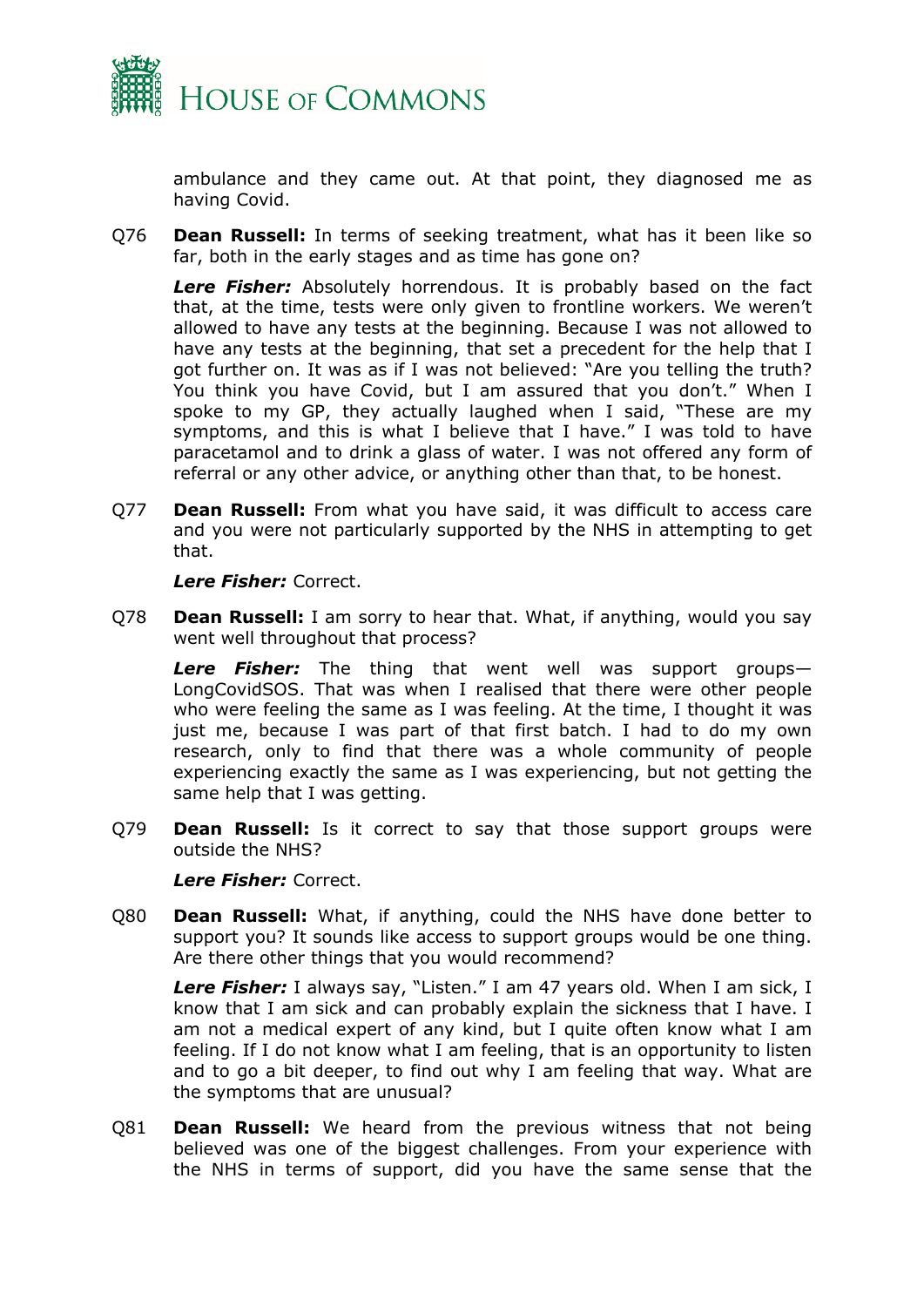ambulance and they came out. At that point, they diagnosed me as having Covid.

Q76 **Dean Russell:** In terms of seeking treatment, what has it been like so far, both in the early stages and as time has gone on?

***Lere Fisher:*** Absolutely horrendous. It is probably based on the fact that, at the time, tests were only given to frontline workers. We weren't allowed to have any tests at the beginning. Because I was not allowed to have any tests at the beginning, that set a precedent for the help that I got further on. It was as if I was not believed: "Are you telling the truth? You think you have Covid, but I am assured that you don't." When I spoke to my GP, they actually laughed when I said, "These are my symptoms, and this is what I believe that I have." I was told to have paracetamol and to drink a glass of water. I was not offered any form of referral or any other advice, or anything other than that, to be honest.

Q77 **Dean Russell:** From what you have said, it was difficult to access care and you were not particularly supported by the NHS in attempting to get that.

***Lere Fisher:*** Correct.

Q78 **Dean Russell:** I am sorry to hear that. What, if anything, would you say went well throughout that process?

***Lere Fisher:*** The thing that went well was support groups—LongCovidSOS. That was when I realised that there were other people who were feeling the same as I was feeling. At the time, I thought it was just me, because I was part of that first batch. I had to do my own research, only to find that there was a whole community of people experiencing exactly the same as I was experiencing, but not getting the same help that I was getting.

Q79 **Dean Russell:** Is it correct to say that those support groups were outside the NHS?

***Lere Fisher:*** Correct.

Q80 **Dean Russell:** What, if anything, could the NHS have done better to support you? It sounds like access to support groups would be one thing. Are there other things that you would recommend?

***Lere Fisher:*** I always say, "Listen." I am 47 years old. When I am sick, I know that I am sick and can probably explain the sickness that I have. I am not a medical expert of any kind, but I quite often know what I am feeling. If I do not know what I am feeling, that is an opportunity to listen and to go a bit deeper, to find out why I am feeling that way. What are the symptoms that are unusual?

Q81 **Dean Russell:** We heard from the previous witness that not being believed was one of the biggest challenges. From your experience with the NHS in terms of support, did you have the same sense that the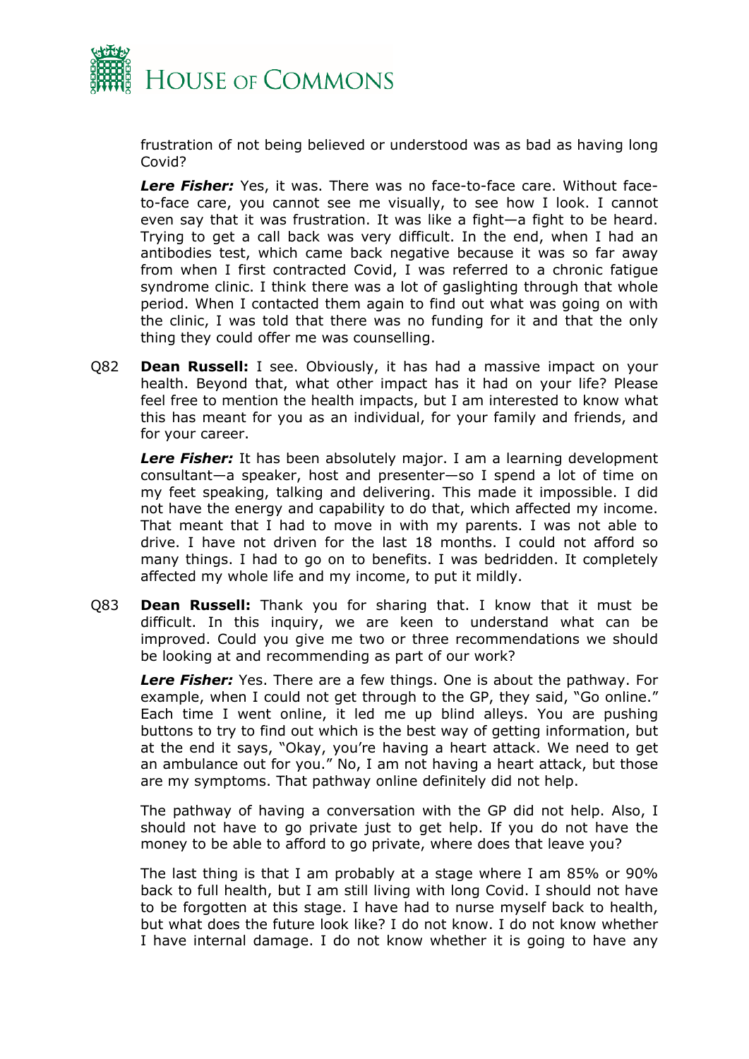frustration of not being believed or understood was as bad as having long Covid?

***Lere Fisher:*** Yes, it was. There was no face-to-face care. Without face-to-face care, you cannot see me visually, to see how I look. I cannot even say that it was frustration. It was like a fight—a fight to be heard. Trying to get a call back was very difficult. In the end, when I had an antibodies test, which came back negative because it was so far away from when I first contracted Covid, I was referred to a chronic fatigue syndrome clinic. I think there was a lot of gaslighting through that whole period. When I contacted them again to find out what was going on with the clinic, I was told that there was no funding for it and that the only thing they could offer me was counselling.

Q82 **Dean Russell:** I see. Obviously, it has had a massive impact on your health. Beyond that, what other impact has it had on your life? Please feel free to mention the health impacts, but I am interested to know what this has meant for you as an individual, for your family and friends, and for your career.

***Lere Fisher:*** It has been absolutely major. I am a learning development consultant—a speaker, host and presenter—so I spend a lot of time on my feet speaking, talking and delivering. This made it impossible. I did not have the energy and capability to do that, which affected my income. That meant that I had to move in with my parents. I was not able to drive. I have not driven for the last 18 months. I could not afford so many things. I had to go on to benefits. I was bedridden. It completely affected my whole life and my income, to put it mildly.

Q83 **Dean Russell:** Thank you for sharing that. I know that it must be difficult. In this inquiry, we are keen to understand what can be improved. Could you give me two or three recommendations we should be looking at and recommending as part of our work?

***Lere Fisher:*** Yes. There are a few things. One is about the pathway. For example, when I could not get through to the GP, they said, "Go online." Each time I went online, it led me up blind alleys. You are pushing buttons to try to find out which is the best way of getting information, but at the end it says, "Okay, you're having a heart attack. We need to get an ambulance out for you." No, I am not having a heart attack, but those are my symptoms. That pathway online definitely did not help.

The pathway of having a conversation with the GP did not help. Also, I should not have to go private just to get help. If you do not have the money to be able to afford to go private, where does that leave you?

The last thing is that I am probably at a stage where I am 85% or 90% back to full health, but I am still living with long Covid. I should not have to be forgotten at this stage. I have had to nurse myself back to health, but what does the future look like? I do not know. I do not know whether I have internal damage. I do not know whether it is going to have any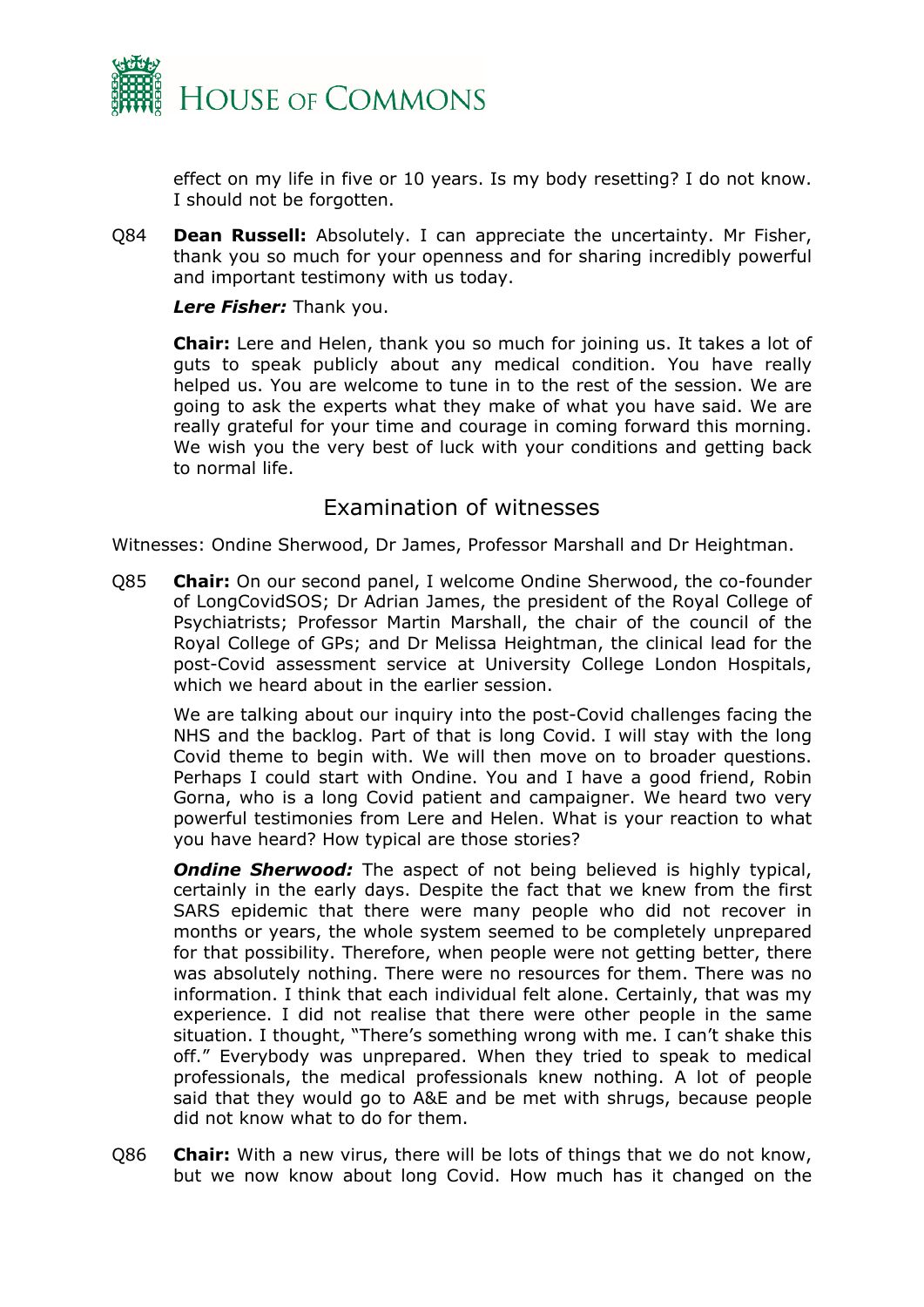effect on my life in five or 10 years. Is my body resetting? I do not know. I should not be forgotten.

Q84 **Dean Russell:** Absolutely. I can appreciate the uncertainty. Mr Fisher, thank you so much for your openness and for sharing incredibly powerful and important testimony with us today.

***Lere Fisher:*** Thank you.

**Chair:** Lere and Helen, thank you so much for joining us. It takes a lot of guts to speak publicly about any medical condition. You have really helped us. You are welcome to tune in to the rest of the session. We are going to ask the experts what they make of what you have said. We are really grateful for your time and courage in coming forward this morning. We wish you the very best of luck with your conditions and getting back to normal life.

## Examination of witnesses

Witnesses: Ondine Sherwood, Dr James, Professor Marshall and Dr Heightman.

Q85 **Chair:** On our second panel, I welcome Ondine Sherwood, the co-founder of LongCovidSOS; Dr Adrian James, the president of the Royal College of Psychiatrists; Professor Martin Marshall, the chair of the council of the Royal College of GPs; and Dr Melissa Heightman, the clinical lead for the post-Covid assessment service at University College London Hospitals, which we heard about in the earlier session.

We are talking about our inquiry into the post-Covid challenges facing the NHS and the backlog. Part of that is long Covid. I will stay with the long Covid theme to begin with. We will then move on to broader questions. Perhaps I could start with Ondine. You and I have a good friend, Robin Gorna, who is a long Covid patient and campaigner. We heard two very powerful testimonies from Lere and Helen. What is your reaction to what you have heard? How typical are those stories?

***Ondine Sherwood:*** The aspect of not being believed is highly typical, certainly in the early days. Despite the fact that we knew from the first SARS epidemic that there were many people who did not recover in months or years, the whole system seemed to be completely unprepared for that possibility. Therefore, when people were not getting better, there was absolutely nothing. There were no resources for them. There was no information. I think that each individual felt alone. Certainly, that was my experience. I did not realise that there were other people in the same situation. I thought, "There's something wrong with me. I can't shake this off." Everybody was unprepared. When they tried to speak to medical professionals, the medical professionals knew nothing. A lot of people said that they would go to A&E and be met with shrugs, because people did not know what to do for them.

Q86 **Chair:** With a new virus, there will be lots of things that we do not know, but we now know about long Covid. How much has it changed on the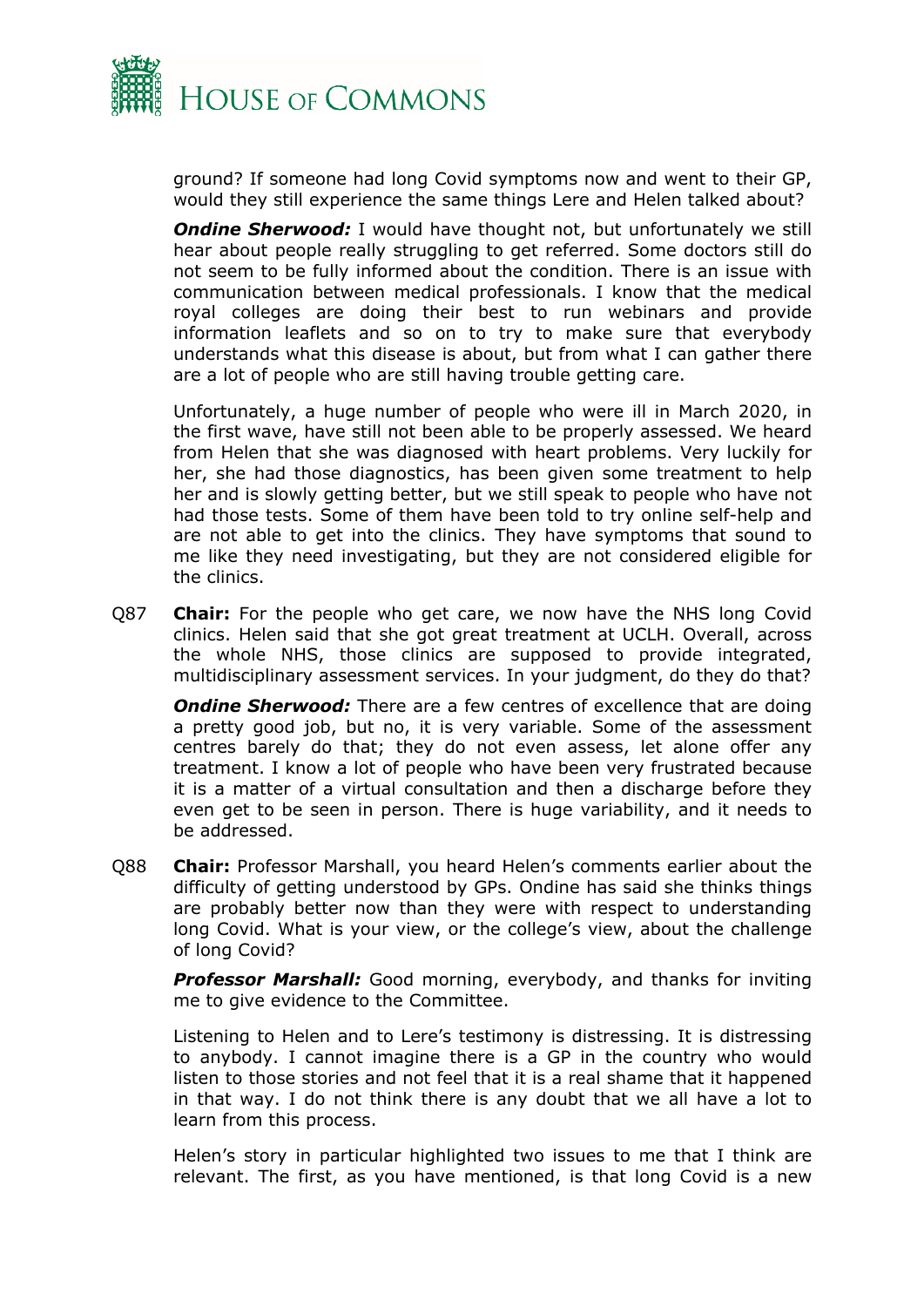ground? If someone had long Covid symptoms now and went to their GP, would they still experience the same things Lere and Helen talked about?

***Ondine Sherwood:*** I would have thought not, but unfortunately we still hear about people really struggling to get referred. Some doctors still do not seem to be fully informed about the condition. There is an issue with communication between medical professionals. I know that the medical royal colleges are doing their best to run webinars and provide information leaflets and so on to try to make sure that everybody understands what this disease is about, but from what I can gather there are a lot of people who are still having trouble getting care.

Unfortunately, a huge number of people who were ill in March 2020, in the first wave, have still not been able to be properly assessed. We heard from Helen that she was diagnosed with heart problems. Very luckily for her, she had those diagnostics, has been given some treatment to help her and is slowly getting better, but we still speak to people who have not had those tests. Some of them have been told to try online self-help and are not able to get into the clinics. They have symptoms that sound to me like they need investigating, but they are not considered eligible for the clinics.

Q87 **Chair:** For the people who get care, we now have the NHS long Covid clinics. Helen said that she got great treatment at UCLH. Overall, across the whole NHS, those clinics are supposed to provide integrated, multidisciplinary assessment services. In your judgment, do they do that?

***Ondine Sherwood:*** There are a few centres of excellence that are doing a pretty good job, but no, it is very variable. Some of the assessment centres barely do that; they do not even assess, let alone offer any treatment. I know a lot of people who have been very frustrated because it is a matter of a virtual consultation and then a discharge before they even get to be seen in person. There is huge variability, and it needs to be addressed.

Q88 **Chair:** Professor Marshall, you heard Helen's comments earlier about the difficulty of getting understood by GPs. Ondine has said she thinks things are probably better now than they were with respect to understanding long Covid. What is your view, or the college's view, about the challenge of long Covid?

***Professor Marshall:*** Good morning, everybody, and thanks for inviting me to give evidence to the Committee.

Listening to Helen and to Lere's testimony is distressing. It is distressing to anybody. I cannot imagine there is a GP in the country who would listen to those stories and not feel that it is a real shame that it happened in that way. I do not think there is any doubt that we all have a lot to learn from this process.

Helen's story in particular highlighted two issues to me that I think are relevant. The first, as you have mentioned, is that long Covid is a new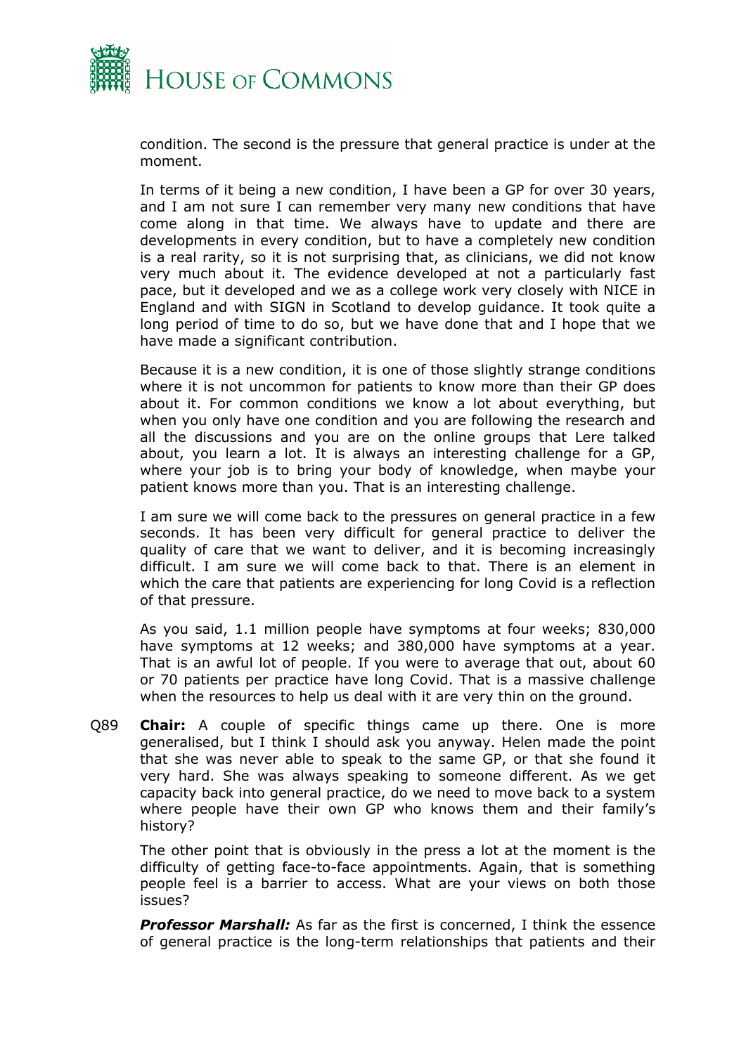condition. The second is the pressure that general practice is under at the moment.

In terms of it being a new condition, I have been a GP for over 30 years, and I am not sure I can remember very many new conditions that have come along in that time. We always have to update and there are developments in every condition, but to have a completely new condition is a real rarity, so it is not surprising that, as clinicians, we did not know very much about it. The evidence developed at not a particularly fast pace, but it developed and we as a college work very closely with NICE in England and with SIGN in Scotland to develop guidance. It took quite a long period of time to do so, but we have done that and I hope that we have made a significant contribution.

Because it is a new condition, it is one of those slightly strange conditions where it is not uncommon for patients to know more than their GP does about it. For common conditions we know a lot about everything, but when you only have one condition and you are following the research and all the discussions and you are on the online groups that Lere talked about, you learn a lot. It is always an interesting challenge for a GP, where your job is to bring your body of knowledge, when maybe your patient knows more than you. That is an interesting challenge.

I am sure we will come back to the pressures on general practice in a few seconds. It has been very difficult for general practice to deliver the quality of care that we want to deliver, and it is becoming increasingly difficult. I am sure we will come back to that. There is an element in which the care that patients are experiencing for long Covid is a reflection of that pressure.

As you said, 1.1 million people have symptoms at four weeks; 830,000 have symptoms at 12 weeks; and 380,000 have symptoms at a year. That is an awful lot of people. If you were to average that out, about 60 or 70 patients per practice have long Covid. That is a massive challenge when the resources to help us deal with it are very thin on the ground.

Q89 **Chair:** A couple of specific things came up there. One is more generalised, but I think I should ask you anyway. Helen made the point that she was never able to speak to the same GP, or that she found it very hard. She was always speaking to someone different. As we get capacity back into general practice, do we need to move back to a system where people have their own GP who knows them and their family's history?

The other point that is obviously in the press a lot at the moment is the difficulty of getting face-to-face appointments. Again, that is something people feel is a barrier to access. What are your views on both those issues?

***Professor Marshall:*** As far as the first is concerned, I think the essence of general practice is the long-term relationships that patients and their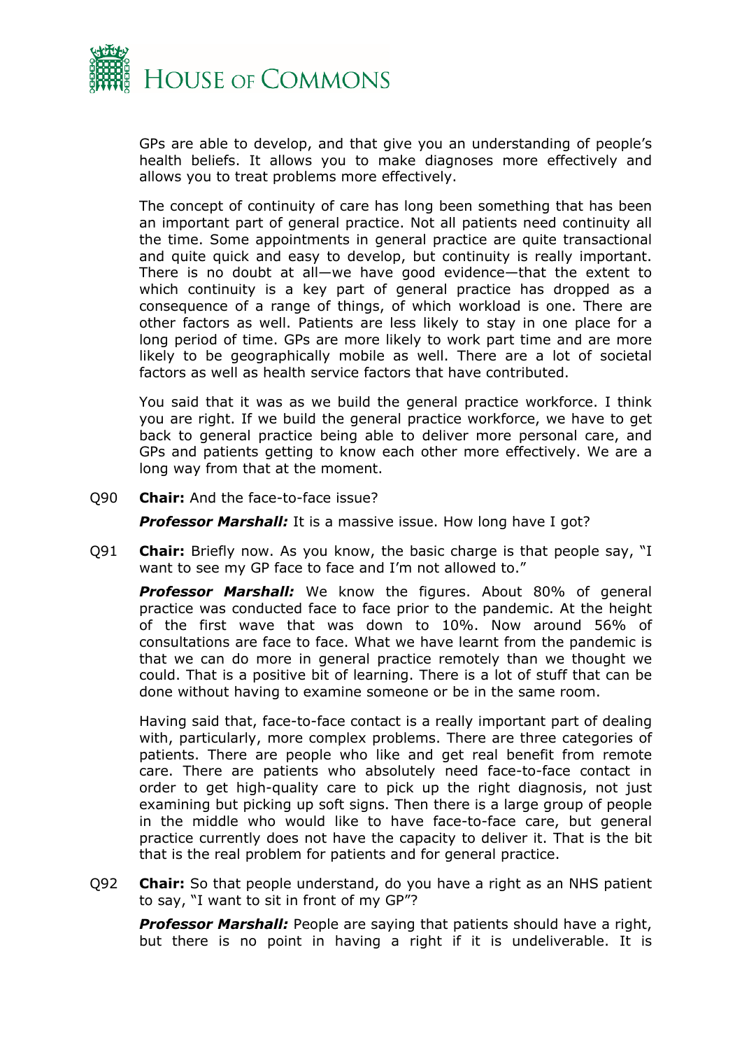GPs are able to develop, and that give you an understanding of people's health beliefs. It allows you to make diagnoses more effectively and allows you to treat problems more effectively.

The concept of continuity of care has long been something that has been an important part of general practice. Not all patients need continuity all the time. Some appointments in general practice are quite transactional and quite quick and easy to develop, but continuity is really important. There is no doubt at all—we have good evidence—that the extent to which continuity is a key part of general practice has dropped as a consequence of a range of things, of which workload is one. There are other factors as well. Patients are less likely to stay in one place for a long period of time. GPs are more likely to work part time and are more likely to be geographically mobile as well. There are a lot of societal factors as well as health service factors that have contributed.

You said that it was as we build the general practice workforce. I think you are right. If we build the general practice workforce, we have to get back to general practice being able to deliver more personal care, and GPs and patients getting to know each other more effectively. We are a long way from that at the moment.

Q90 **Chair:** And the face-to-face issue?

***Professor Marshall:*** It is a massive issue. How long have I got?

Q91 **Chair:** Briefly now. As you know, the basic charge is that people say, "I want to see my GP face to face and I'm not allowed to."

***Professor Marshall:*** We know the figures. About 80% of general practice was conducted face to face prior to the pandemic. At the height of the first wave that was down to 10%. Now around 56% of consultations are face to face. What we have learnt from the pandemic is that we can do more in general practice remotely than we thought we could. That is a positive bit of learning. There is a lot of stuff that can be done without having to examine someone or be in the same room.

Having said that, face-to-face contact is a really important part of dealing with, particularly, more complex problems. There are three categories of patients. There are people who like and get real benefit from remote care. There are patients who absolutely need face-to-face contact in order to get high-quality care to pick up the right diagnosis, not just examining but picking up soft signs. Then there is a large group of people in the middle who would like to have face-to-face care, but general practice currently does not have the capacity to deliver it. That is the bit that is the real problem for patients and for general practice.

Q92 **Chair:** So that people understand, do you have a right as an NHS patient to say, "I want to sit in front of my GP"?

***Professor Marshall:*** People are saying that patients should have a right, but there is no point in having a right if it is undeliverable. It is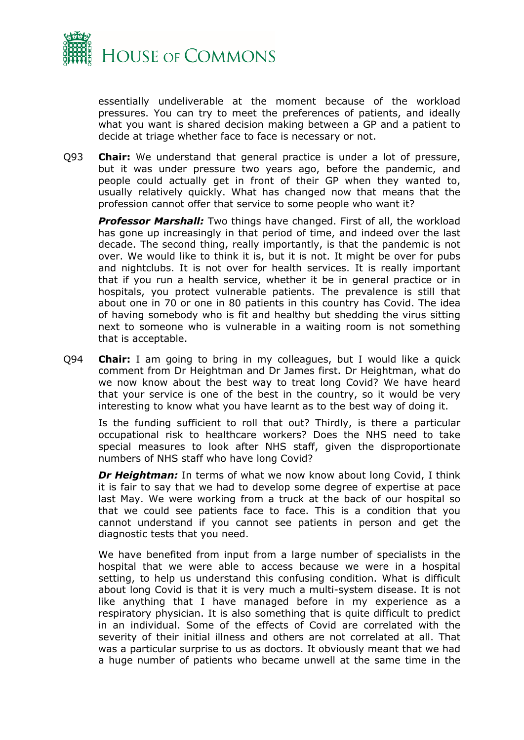essentially undeliverable at the moment because of the workload pressures. You can try to meet the preferences of patients, and ideally what you want is shared decision making between a GP and a patient to decide at triage whether face to face is necessary or not.

Q93 **Chair:** We understand that general practice is under a lot of pressure, but it was under pressure two years ago, before the pandemic, and people could actually get in front of their GP when they wanted to, usually relatively quickly. What has changed now that means that the profession cannot offer that service to some people who want it?

***Professor Marshall:*** Two things have changed. First of all, the workload has gone up increasingly in that period of time, and indeed over the last decade. The second thing, really importantly, is that the pandemic is not over. We would like to think it is, but it is not. It might be over for pubs and nightclubs. It is not over for health services. It is really important that if you run a health service, whether it be in general practice or in hospitals, you protect vulnerable patients. The prevalence is still that about one in 70 or one in 80 patients in this country has Covid. The idea of having somebody who is fit and healthy but shedding the virus sitting next to someone who is vulnerable in a waiting room is not something that is acceptable.

Q94 **Chair:** I am going to bring in my colleagues, but I would like a quick comment from Dr Heightman and Dr James first. Dr Heightman, what do we now know about the best way to treat long Covid? We have heard that your service is one of the best in the country, so it would be very interesting to know what you have learnt as to the best way of doing it.

Is the funding sufficient to roll that out? Thirdly, is there a particular occupational risk to healthcare workers? Does the NHS need to take special measures to look after NHS staff, given the disproportionate numbers of NHS staff who have long Covid?

***Dr Heightman:*** In terms of what we now know about long Covid, I think it is fair to say that we had to develop some degree of expertise at pace last May. We were working from a truck at the back of our hospital so that we could see patients face to face. This is a condition that you cannot understand if you cannot see patients in person and get the diagnostic tests that you need.

We have benefited from input from a large number of specialists in the hospital that we were able to access because we were in a hospital setting, to help us understand this confusing condition. What is difficult about long Covid is that it is very much a multi-system disease. It is not like anything that I have managed before in my experience as a respiratory physician. It is also something that is quite difficult to predict in an individual. Some of the effects of Covid are correlated with the severity of their initial illness and others are not correlated at all. That was a particular surprise to us as doctors. It obviously meant that we had a huge number of patients who became unwell at the same time in the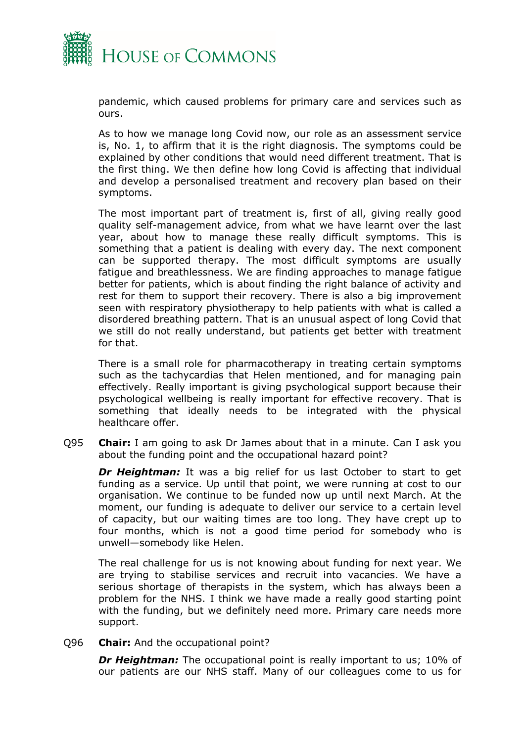pandemic, which caused problems for primary care and services such as ours.

As to how we manage long Covid now, our role as an assessment service is, No. 1, to affirm that it is the right diagnosis. The symptoms could be explained by other conditions that would need different treatment. That is the first thing. We then define how long Covid is affecting that individual and develop a personalised treatment and recovery plan based on their symptoms.

The most important part of treatment is, first of all, giving really good quality self-management advice, from what we have learnt over the last year, about how to manage these really difficult symptoms. This is something that a patient is dealing with every day. The next component can be supported therapy. The most difficult symptoms are usually fatigue and breathlessness. We are finding approaches to manage fatigue better for patients, which is about finding the right balance of activity and rest for them to support their recovery. There is also a big improvement seen with respiratory physiotherapy to help patients with what is called a disordered breathing pattern. That is an unusual aspect of long Covid that we still do not really understand, but patients get better with treatment for that.

There is a small role for pharmacotherapy in treating certain symptoms such as the tachycardias that Helen mentioned, and for managing pain effectively. Really important is giving psychological support because their psychological wellbeing is really important for effective recovery. That is something that ideally needs to be integrated with the physical healthcare offer.

Q95 **Chair:** I am going to ask Dr James about that in a minute. Can I ask you about the funding point and the occupational hazard point?

***Dr Heightman:*** It was a big relief for us last October to start to get funding as a service. Up until that point, we were running at cost to our organisation. We continue to be funded now up until next March. At the moment, our funding is adequate to deliver our service to a certain level of capacity, but our waiting times are too long. They have crept up to four months, which is not a good time period for somebody who is unwell—somebody like Helen.

The real challenge for us is not knowing about funding for next year. We are trying to stabilise services and recruit into vacancies. We have a serious shortage of therapists in the system, which has always been a problem for the NHS. I think we have made a really good starting point with the funding, but we definitely need more. Primary care needs more support.

Q96 **Chair:** And the occupational point?

***Dr Heightman:*** The occupational point is really important to us; 10% of our patients are our NHS staff. Many of our colleagues come to us for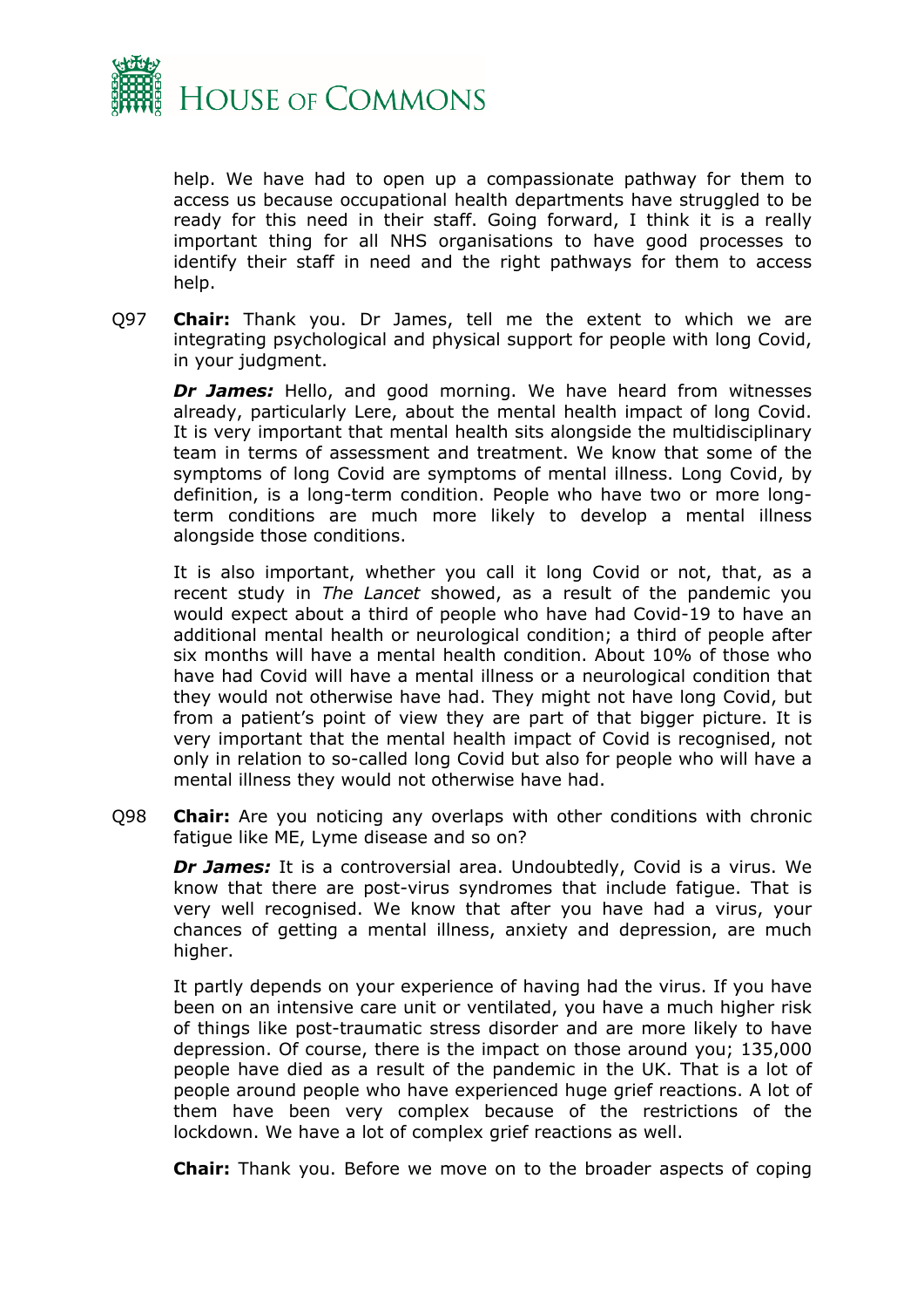help. We have had to open up a compassionate pathway for them to access us because occupational health departments have struggled to be ready for this need in their staff. Going forward, I think it is a really important thing for all NHS organisations to have good processes to identify their staff in need and the right pathways for them to access help.

Q97 **Chair:** Thank you. Dr James, tell me the extent to which we are integrating psychological and physical support for people with long Covid, in your judgment.

***Dr James:*** Hello, and good morning. We have heard from witnesses already, particularly Lere, about the mental health impact of long Covid. It is very important that mental health sits alongside the multidisciplinary team in terms of assessment and treatment. We know that some of the symptoms of long Covid are symptoms of mental illness. Long Covid, by definition, is a long-term condition. People who have two or more long-term conditions are much more likely to develop a mental illness alongside those conditions.

It is also important, whether you call it long Covid or not, that, as a recent study in *The Lancet* showed, as a result of the pandemic you would expect about a third of people who have had Covid-19 to have an additional mental health or neurological condition; a third of people after six months will have a mental health condition. About 10% of those who have had Covid will have a mental illness or a neurological condition that they would not otherwise have had. They might not have long Covid, but from a patient's point of view they are part of that bigger picture. It is very important that the mental health impact of Covid is recognised, not only in relation to so-called long Covid but also for people who will have a mental illness they would not otherwise have had.

Q98 **Chair:** Are you noticing any overlaps with other conditions with chronic fatigue like ME, Lyme disease and so on?

***Dr James:*** It is a controversial area. Undoubtedly, Covid is a virus. We know that there are post-virus syndromes that include fatigue. That is very well recognised. We know that after you have had a virus, your chances of getting a mental illness, anxiety and depression, are much higher.

It partly depends on your experience of having had the virus. If you have been on an intensive care unit or ventilated, you have a much higher risk of things like post-traumatic stress disorder and are more likely to have depression. Of course, there is the impact on those around you; 135,000 people have died as a result of the pandemic in the UK. That is a lot of people around people who have experienced huge grief reactions. A lot of them have been very complex because of the restrictions of the lockdown. We have a lot of complex grief reactions as well.

**Chair:** Thank you. Before we move on to the broader aspects of coping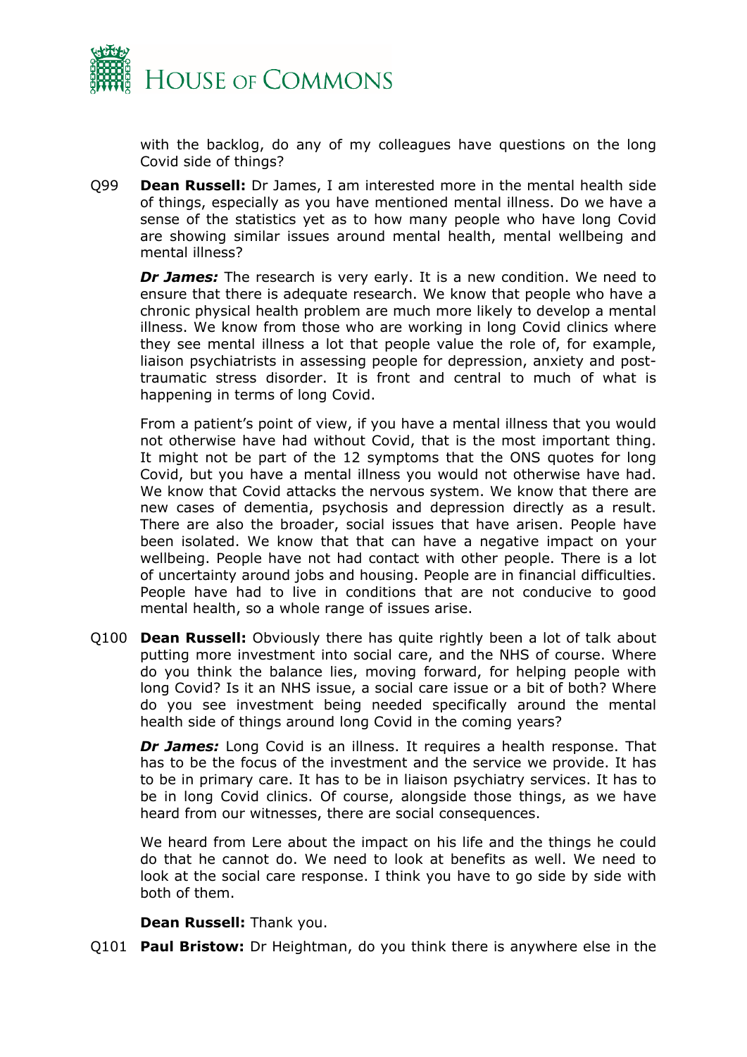with the backlog, do any of my colleagues have questions on the long Covid side of things?

Q99 **Dean Russell:** Dr James, I am interested more in the mental health side of things, especially as you have mentioned mental illness. Do we have a sense of the statistics yet as to how many people who have long Covid are showing similar issues around mental health, mental wellbeing and mental illness?

***Dr James:*** The research is very early. It is a new condition. We need to ensure that there is adequate research. We know that people who have a chronic physical health problem are much more likely to develop a mental illness. We know from those who are working in long Covid clinics where they see mental illness a lot that people value the role of, for example, liaison psychiatrists in assessing people for depression, anxiety and post-traumatic stress disorder. It is front and central to much of what is happening in terms of long Covid.

From a patient's point of view, if you have a mental illness that you would not otherwise have had without Covid, that is the most important thing. It might not be part of the 12 symptoms that the ONS quotes for long Covid, but you have a mental illness you would not otherwise have had. We know that Covid attacks the nervous system. We know that there are new cases of dementia, psychosis and depression directly as a result. There are also the broader, social issues that have arisen. People have been isolated. We know that that can have a negative impact on your wellbeing. People have not had contact with other people. There is a lot of uncertainty around jobs and housing. People are in financial difficulties. People have had to live in conditions that are not conducive to good mental health, so a whole range of issues arise.

Q100 **Dean Russell:** Obviously there has quite rightly been a lot of talk about putting more investment into social care, and the NHS of course. Where do you think the balance lies, moving forward, for helping people with long Covid? Is it an NHS issue, a social care issue or a bit of both? Where do you see investment being needed specifically around the mental health side of things around long Covid in the coming years?

***Dr James:*** Long Covid is an illness. It requires a health response. That has to be the focus of the investment and the service we provide. It has to be in primary care. It has to be in liaison psychiatry services. It has to be in long Covid clinics. Of course, alongside those things, as we have heard from our witnesses, there are social consequences.

We heard from Lere about the impact on his life and the things he could do that he cannot do. We need to look at benefits as well. We need to look at the social care response. I think you have to go side by side with both of them.

**Dean Russell:** Thank you.

Q101 **Paul Bristow:** Dr Heightman, do you think there is anywhere else in the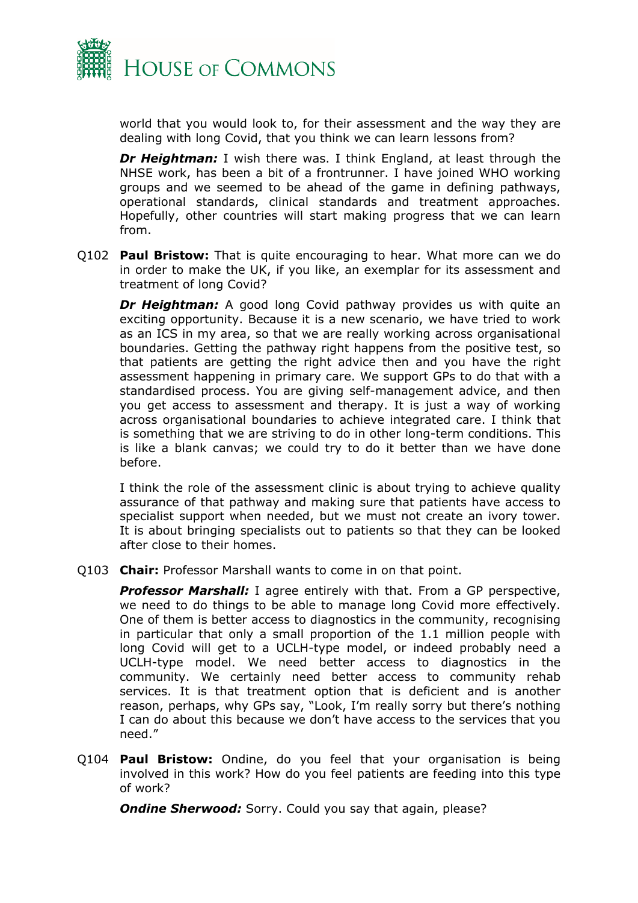world that you would look to, for their assessment and the way they are dealing with long Covid, that you think we can learn lessons from?

***Dr Heightman:*** I wish there was. I think England, at least through the NHSE work, has been a bit of a frontrunner. I have joined WHO working groups and we seemed to be ahead of the game in defining pathways, operational standards, clinical standards and treatment approaches. Hopefully, other countries will start making progress that we can learn from.

Q102 **Paul Bristow:** That is quite encouraging to hear. What more can we do in order to make the UK, if you like, an exemplar for its assessment and treatment of long Covid?

***Dr Heightman:*** A good long Covid pathway provides us with quite an exciting opportunity. Because it is a new scenario, we have tried to work as an ICS in my area, so that we are really working across organisational boundaries. Getting the pathway right happens from the positive test, so that patients are getting the right advice then and you have the right assessment happening in primary care. We support GPs to do that with a standardised process. You are giving self-management advice, and then you get access to assessment and therapy. It is just a way of working across organisational boundaries to achieve integrated care. I think that is something that we are striving to do in other long-term conditions. This is like a blank canvas; we could try to do it better than we have done before.

I think the role of the assessment clinic is about trying to achieve quality assurance of that pathway and making sure that patients have access to specialist support when needed, but we must not create an ivory tower. It is about bringing specialists out to patients so that they can be looked after close to their homes.

Q103 **Chair:** Professor Marshall wants to come in on that point.

***Professor Marshall:*** I agree entirely with that. From a GP perspective, we need to do things to be able to manage long Covid more effectively. One of them is better access to diagnostics in the community, recognising in particular that only a small proportion of the 1.1 million people with long Covid will get to a UCLH-type model, or indeed probably need a UCLH-type model. We need better access to diagnostics in the community. We certainly need better access to community rehab services. It is that treatment option that is deficient and is another reason, perhaps, why GPs say, "Look, I'm really sorry but there's nothing I can do about this because we don't have access to the services that you need."

Q104 **Paul Bristow:** Ondine, do you feel that your organisation is being involved in this work? How do you feel patients are feeding into this type of work?

***Ondine Sherwood:*** Sorry. Could you say that again, please?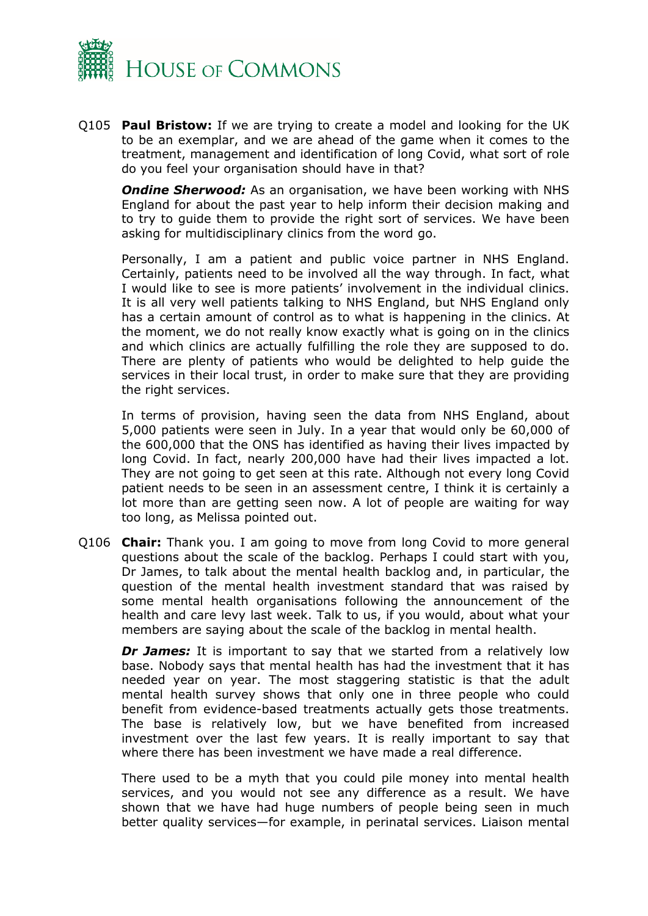Q105 **Paul Bristow:** If we are trying to create a model and looking for the UK to be an exemplar, and we are ahead of the game when it comes to the treatment, management and identification of long Covid, what sort of role do you feel your organisation should have in that?

***Ondine Sherwood:*** As an organisation, we have been working with NHS England for about the past year to help inform their decision making and to try to guide them to provide the right sort of services. We have been asking for multidisciplinary clinics from the word go.

Personally, I am a patient and public voice partner in NHS England. Certainly, patients need to be involved all the way through. In fact, what I would like to see is more patients' involvement in the individual clinics. It is all very well patients talking to NHS England, but NHS England only has a certain amount of control as to what is happening in the clinics. At the moment, we do not really know exactly what is going on in the clinics and which clinics are actually fulfilling the role they are supposed to do. There are plenty of patients who would be delighted to help guide the services in their local trust, in order to make sure that they are providing the right services.

In terms of provision, having seen the data from NHS England, about 5,000 patients were seen in July. In a year that would only be 60,000 of the 600,000 that the ONS has identified as having their lives impacted by long Covid. In fact, nearly 200,000 have had their lives impacted a lot. They are not going to get seen at this rate. Although not every long Covid patient needs to be seen in an assessment centre, I think it is certainly a lot more than are getting seen now. A lot of people are waiting for way too long, as Melissa pointed out.

Q106 **Chair:** Thank you. I am going to move from long Covid to more general questions about the scale of the backlog. Perhaps I could start with you, Dr James, to talk about the mental health backlog and, in particular, the question of the mental health investment standard that was raised by some mental health organisations following the announcement of the health and care levy last week. Talk to us, if you would, about what your members are saying about the scale of the backlog in mental health.

***Dr James:*** It is important to say that we started from a relatively low base. Nobody says that mental health has had the investment that it has needed year on year. The most staggering statistic is that the adult mental health survey shows that only one in three people who could benefit from evidence-based treatments actually gets those treatments. The base is relatively low, but we have benefited from increased investment over the last few years. It is really important to say that where there has been investment we have made a real difference.

There used to be a myth that you could pile money into mental health services, and you would not see any difference as a result. We have shown that we have had huge numbers of people being seen in much better quality services—for example, in perinatal services. Liaison mental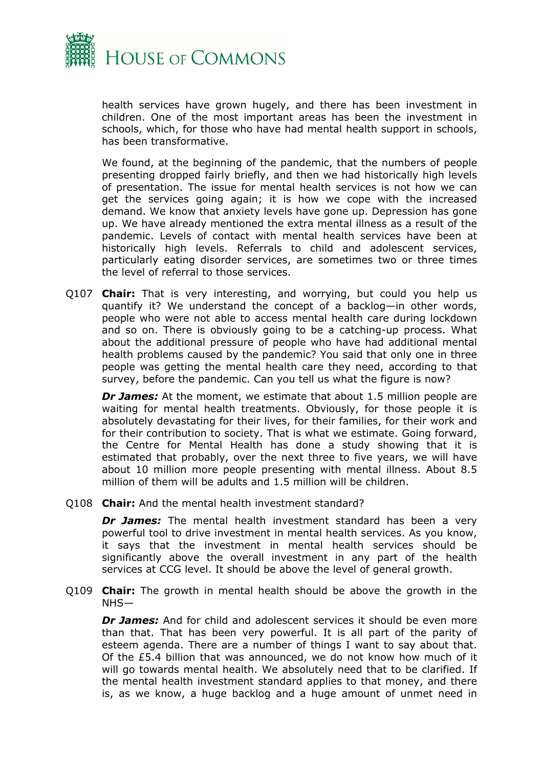health services have grown hugely, and there has been investment in children. One of the most important areas has been the investment in schools, which, for those who have had mental health support in schools, has been transformative.

We found, at the beginning of the pandemic, that the numbers of people presenting dropped fairly briefly, and then we had historically high levels of presentation. The issue for mental health services is not how we can get the services going again; it is how we cope with the increased demand. We know that anxiety levels have gone up. Depression has gone up. We have already mentioned the extra mental illness as a result of the pandemic. Levels of contact with mental health services have been at historically high levels. Referrals to child and adolescent services, particularly eating disorder services, are sometimes two or three times the level of referral to those services.

Q107 **Chair:** That is very interesting, and worrying, but could you help us quantify it? We understand the concept of a backlog—in other words, people who were not able to access mental health care during lockdown and so on. There is obviously going to be a catching-up process. What about the additional pressure of people who have had additional mental health problems caused by the pandemic? You said that only one in three people was getting the mental health care they need, according to that survey, before the pandemic. Can you tell us what the figure is now?

***Dr James:*** At the moment, we estimate that about 1.5 million people are waiting for mental health treatments. Obviously, for those people it is absolutely devastating for their lives, for their families, for their work and for their contribution to society. That is what we estimate. Going forward, the Centre for Mental Health has done a study showing that it is estimated that probably, over the next three to five years, we will have about 10 million more people presenting with mental illness. About 8.5 million of them will be adults and 1.5 million will be children.

Q108 **Chair:** And the mental health investment standard?

***Dr James:*** The mental health investment standard has been a very powerful tool to drive investment in mental health services. As you know, it says that the investment in mental health services should be significantly above the overall investment in any part of the health services at CCG level. It should be above the level of general growth.

Q109 **Chair:** The growth in mental health should be above the growth in the NHS—

***Dr James:*** And for child and adolescent services it should be even more than that. That has been very powerful. It is all part of the parity of esteem agenda. There are a number of things I want to say about that. Of the £5.4 billion that was announced, we do not know how much of it will go towards mental health. We absolutely need that to be clarified. If the mental health investment standard applies to that money, and there is, as we know, a huge backlog and a huge amount of unmet need in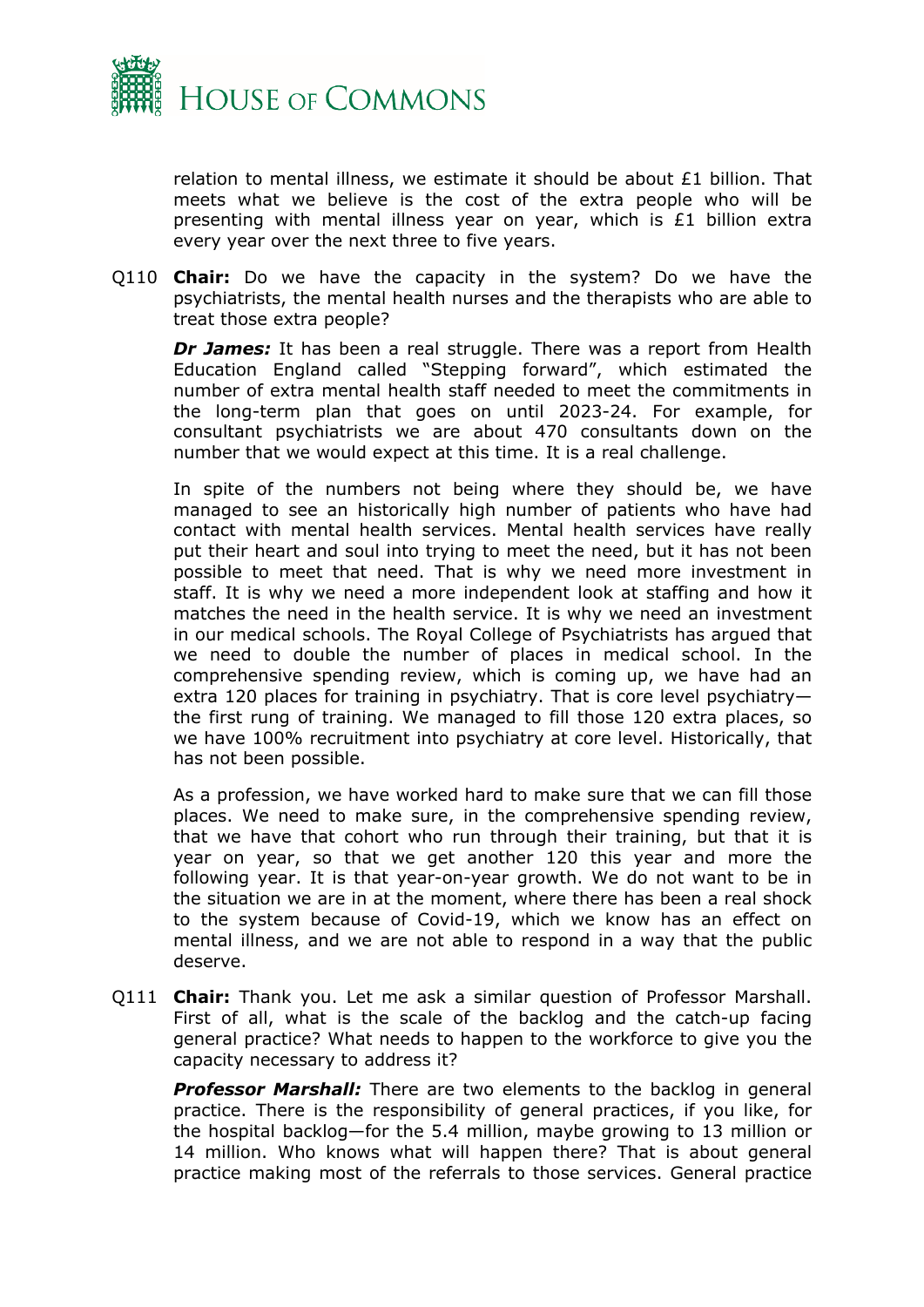relation to mental illness, we estimate it should be about £1 billion. That meets what we believe is the cost of the extra people who will be presenting with mental illness year on year, which is £1 billion extra every year over the next three to five years.

Q110 **Chair:** Do we have the capacity in the system? Do we have the psychiatrists, the mental health nurses and the therapists who are able to treat those extra people?

***Dr James:*** It has been a real struggle. There was a report from Health Education England called "Stepping forward", which estimated the number of extra mental health staff needed to meet the commitments in the long-term plan that goes on until 2023-24. For example, for consultant psychiatrists we are about 470 consultants down on the number that we would expect at this time. It is a real challenge.

In spite of the numbers not being where they should be, we have managed to see an historically high number of patients who have had contact with mental health services. Mental health services have really put their heart and soul into trying to meet the need, but it has not been possible to meet that need. That is why we need more investment in staff. It is why we need a more independent look at staffing and how it matches the need in the health service. It is why we need an investment in our medical schools. The Royal College of Psychiatrists has argued that we need to double the number of places in medical school. In the comprehensive spending review, which is coming up, we have had an extra 120 places for training in psychiatry. That is core level psychiatry—the first rung of training. We managed to fill those 120 extra places, so we have 100% recruitment into psychiatry at core level. Historically, that has not been possible.

As a profession, we have worked hard to make sure that we can fill those places. We need to make sure, in the comprehensive spending review, that we have that cohort who run through their training, but that it is year on year, so that we get another 120 this year and more the following year. It is that year-on-year growth. We do not want to be in the situation we are in at the moment, where there has been a real shock to the system because of Covid-19, which we know has an effect on mental illness, and we are not able to respond in a way that the public deserve.

Q111 **Chair:** Thank you. Let me ask a similar question of Professor Marshall. First of all, what is the scale of the backlog and the catch-up facing general practice? What needs to happen to the workforce to give you the capacity necessary to address it?

***Professor Marshall:*** There are two elements to the backlog in general practice. There is the responsibility of general practices, if you like, for the hospital backlog—for the 5.4 million, maybe growing to 13 million or 14 million. Who knows what will happen there? That is about general practice making most of the referrals to those services. General practice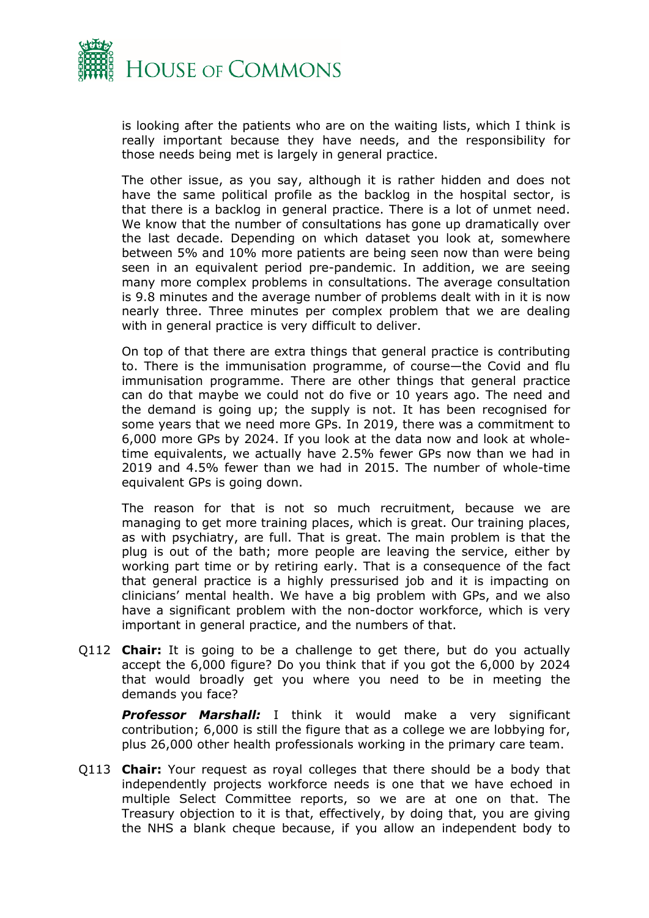is looking after the patients who are on the waiting lists, which I think is really important because they have needs, and the responsibility for those needs being met is largely in general practice.

The other issue, as you say, although it is rather hidden and does not have the same political profile as the backlog in the hospital sector, is that there is a backlog in general practice. There is a lot of unmet need. We know that the number of consultations has gone up dramatically over the last decade. Depending on which dataset you look at, somewhere between 5% and 10% more patients are being seen now than were being seen in an equivalent period pre-pandemic. In addition, we are seeing many more complex problems in consultations. The average consultation is 9.8 minutes and the average number of problems dealt with in it is now nearly three. Three minutes per complex problem that we are dealing with in general practice is very difficult to deliver.

On top of that there are extra things that general practice is contributing to. There is the immunisation programme, of course—the Covid and flu immunisation programme. There are other things that general practice can do that maybe we could not do five or 10 years ago. The need and the demand is going up; the supply is not. It has been recognised for some years that we need more GPs. In 2019, there was a commitment to 6,000 more GPs by 2024. If you look at the data now and look at whole-time equivalents, we actually have 2.5% fewer GPs now than we had in 2019 and 4.5% fewer than we had in 2015. The number of whole-time equivalent GPs is going down.

The reason for that is not so much recruitment, because we are managing to get more training places, which is great. Our training places, as with psychiatry, are full. That is great. The main problem is that the plug is out of the bath; more people are leaving the service, either by working part time or by retiring early. That is a consequence of the fact that general practice is a highly pressurised job and it is impacting on clinicians' mental health. We have a big problem with GPs, and we also have a significant problem with the non-doctor workforce, which is very important in general practice, and the numbers of that.

Q112 **Chair:** It is going to be a challenge to get there, but do you actually accept the 6,000 figure? Do you think that if you got the 6,000 by 2024 that would broadly get you where you need to be in meeting the demands you face?

***Professor Marshall:*** I think it would make a very significant contribution; 6,000 is still the figure that as a college we are lobbying for, plus 26,000 other health professionals working in the primary care team.

Q113 **Chair:** Your request as royal colleges that there should be a body that independently projects workforce needs is one that we have echoed in multiple Select Committee reports, so we are at one on that. The Treasury objection to it is that, effectively, by doing that, you are giving the NHS a blank cheque because, if you allow an independent body to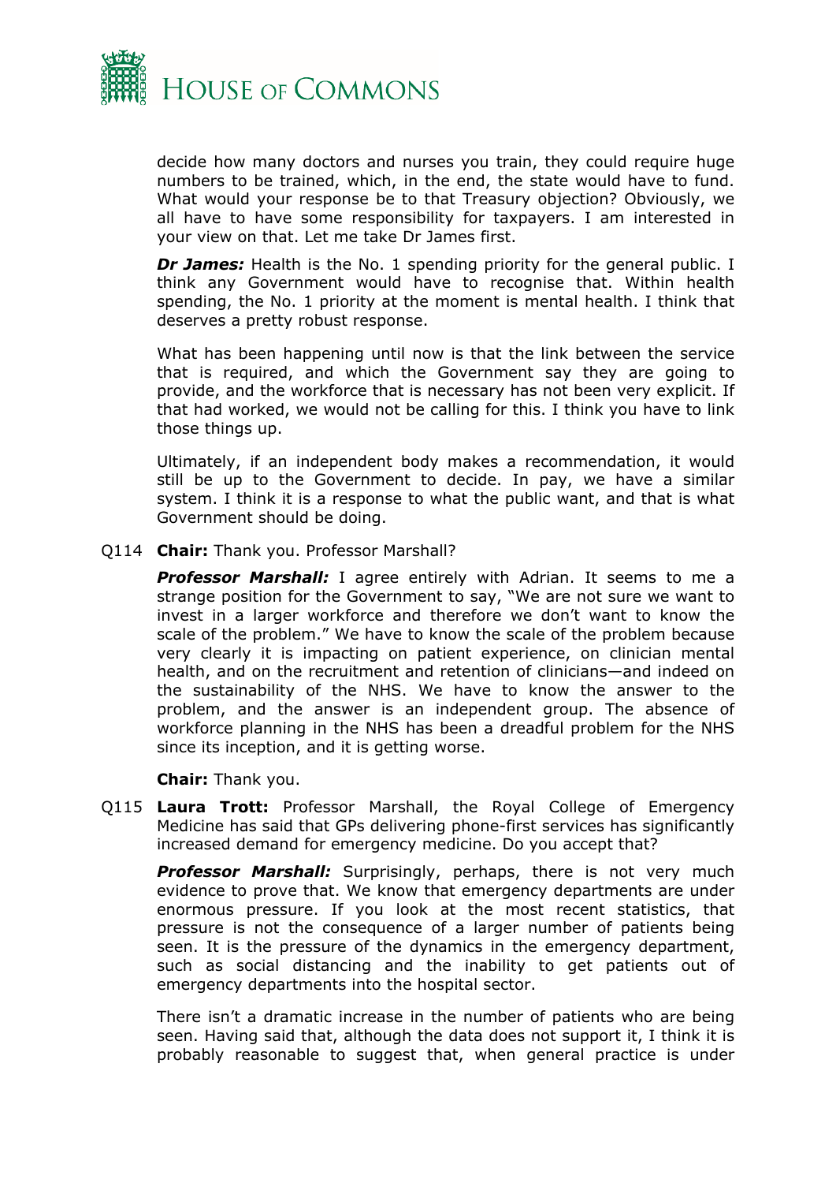decide how many doctors and nurses you train, they could require huge numbers to be trained, which, in the end, the state would have to fund. What would your response be to that Treasury objection? Obviously, we all have to have some responsibility for taxpayers. I am interested in your view on that. Let me take Dr James first.

***Dr James:*** Health is the No. 1 spending priority for the general public. I think any Government would have to recognise that. Within health spending, the No. 1 priority at the moment is mental health. I think that deserves a pretty robust response.

What has been happening until now is that the link between the service that is required, and which the Government say they are going to provide, and the workforce that is necessary has not been very explicit. If that had worked, we would not be calling for this. I think you have to link those things up.

Ultimately, if an independent body makes a recommendation, it would still be up to the Government to decide. In pay, we have a similar system. I think it is a response to what the public want, and that is what Government should be doing.

Q114 **Chair:** Thank you. Professor Marshall?

***Professor Marshall:*** I agree entirely with Adrian. It seems to me a strange position for the Government to say, "We are not sure we want to invest in a larger workforce and therefore we don't want to know the scale of the problem." We have to know the scale of the problem because very clearly it is impacting on patient experience, on clinician mental health, and on the recruitment and retention of clinicians—and indeed on the sustainability of the NHS. We have to know the answer to the problem, and the answer is an independent group. The absence of workforce planning in the NHS has been a dreadful problem for the NHS since its inception, and it is getting worse.

**Chair:** Thank you.

Q115 **Laura Trott:** Professor Marshall, the Royal College of Emergency Medicine has said that GPs delivering phone-first services has significantly increased demand for emergency medicine. Do you accept that?

***Professor Marshall:*** Surprisingly, perhaps, there is not very much evidence to prove that. We know that emergency departments are under enormous pressure. If you look at the most recent statistics, that pressure is not the consequence of a larger number of patients being seen. It is the pressure of the dynamics in the emergency department, such as social distancing and the inability to get patients out of emergency departments into the hospital sector.

There isn't a dramatic increase in the number of patients who are being seen. Having said that, although the data does not support it, I think it is probably reasonable to suggest that, when general practice is under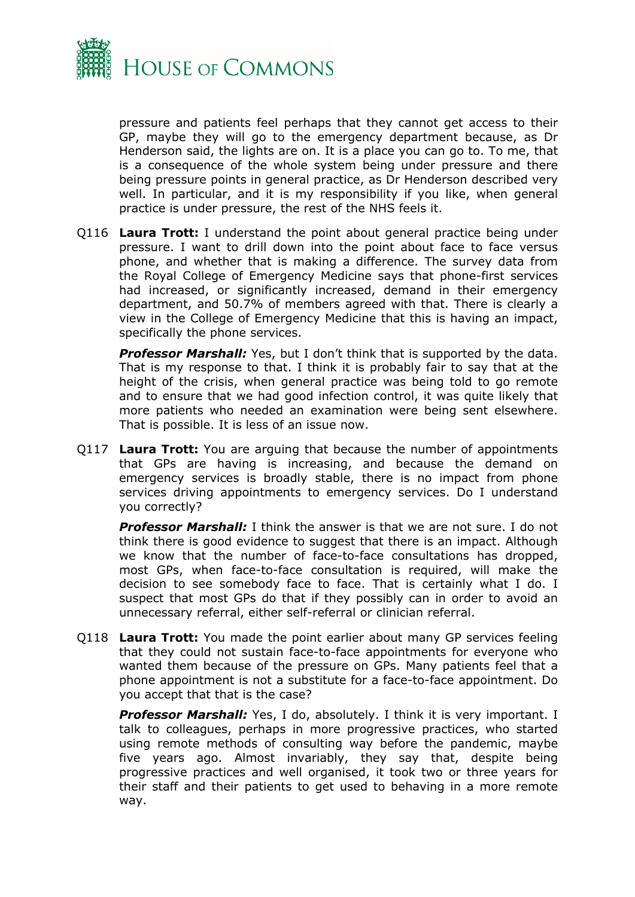pressure and patients feel perhaps that they cannot get access to their GP, maybe they will go to the emergency department because, as Dr Henderson said, the lights are on. It is a place you can go to. To me, that is a consequence of the whole system being under pressure and there being pressure points in general practice, as Dr Henderson described very well. In particular, and it is my responsibility if you like, when general practice is under pressure, the rest of the NHS feels it.

Q116 **Laura Trott:** I understand the point about general practice being under pressure. I want to drill down into the point about face to face versus phone, and whether that is making a difference. The survey data from the Royal College of Emergency Medicine says that phone-first services had increased, or significantly increased, demand in their emergency department, and 50.7% of members agreed with that. There is clearly a view in the College of Emergency Medicine that this is having an impact, specifically the phone services.

***Professor Marshall:*** Yes, but I don't think that is supported by the data. That is my response to that. I think it is probably fair to say that at the height of the crisis, when general practice was being told to go remote and to ensure that we had good infection control, it was quite likely that more patients who needed an examination were being sent elsewhere. That is possible. It is less of an issue now.

Q117 **Laura Trott:** You are arguing that because the number of appointments that GPs are having is increasing, and because the demand on emergency services is broadly stable, there is no impact from phone services driving appointments to emergency services. Do I understand you correctly?

***Professor Marshall:*** I think the answer is that we are not sure. I do not think there is good evidence to suggest that there is an impact. Although we know that the number of face-to-face consultations has dropped, most GPs, when face-to-face consultation is required, will make the decision to see somebody face to face. That is certainly what I do. I suspect that most GPs do that if they possibly can in order to avoid an unnecessary referral, either self-referral or clinician referral.

Q118 **Laura Trott:** You made the point earlier about many GP services feeling that they could not sustain face-to-face appointments for everyone who wanted them because of the pressure on GPs. Many patients feel that a phone appointment is not a substitute for a face-to-face appointment. Do you accept that that is the case?

***Professor Marshall:*** Yes, I do, absolutely. I think it is very important. I talk to colleagues, perhaps in more progressive practices, who started using remote methods of consulting way before the pandemic, maybe five years ago. Almost invariably, they say that, despite being progressive practices and well organised, it took two or three years for their staff and their patients to get used to behaving in a more remote way.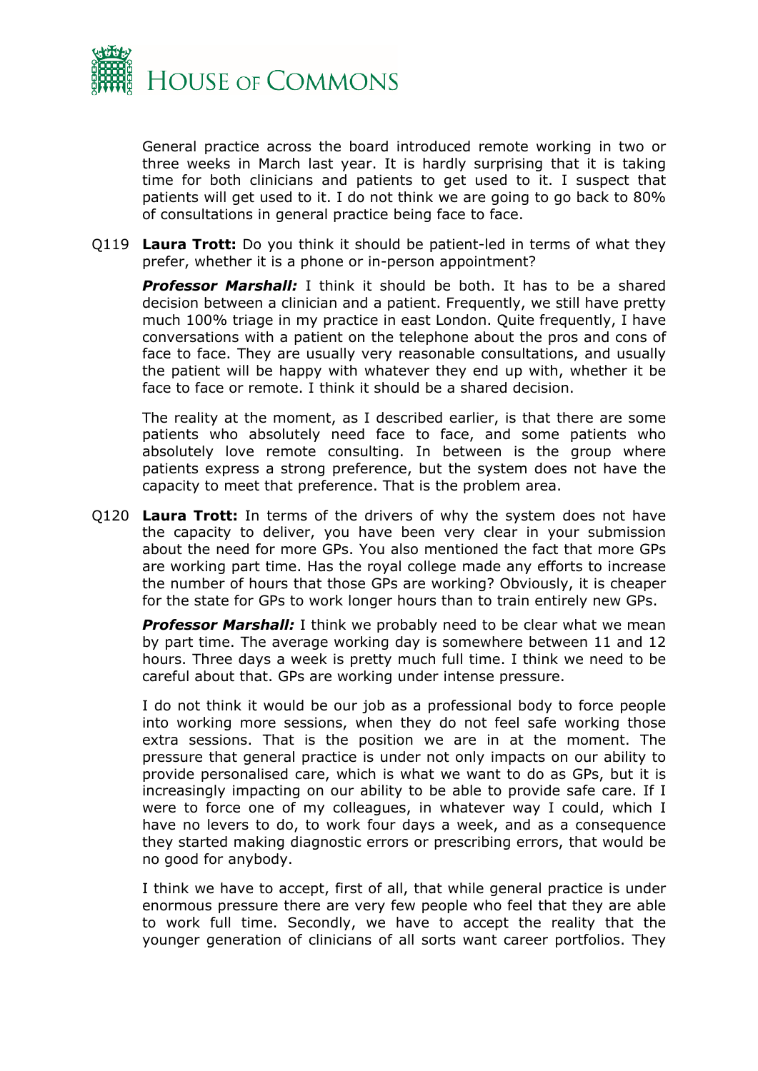General practice across the board introduced remote working in two or three weeks in March last year. It is hardly surprising that it is taking time for both clinicians and patients to get used to it. I suspect that patients will get used to it. I do not think we are going to go back to 80% of consultations in general practice being face to face.

Q119 **Laura Trott:** Do you think it should be patient-led in terms of what they prefer, whether it is a phone or in-person appointment?

***Professor Marshall:*** I think it should be both. It has to be a shared decision between a clinician and a patient. Frequently, we still have pretty much 100% triage in my practice in east London. Quite frequently, I have conversations with a patient on the telephone about the pros and cons of face to face. They are usually very reasonable consultations, and usually the patient will be happy with whatever they end up with, whether it be face to face or remote. I think it should be a shared decision.

The reality at the moment, as I described earlier, is that there are some patients who absolutely need face to face, and some patients who absolutely love remote consulting. In between is the group where patients express a strong preference, but the system does not have the capacity to meet that preference. That is the problem area.

Q120 **Laura Trott:** In terms of the drivers of why the system does not have the capacity to deliver, you have been very clear in your submission about the need for more GPs. You also mentioned the fact that more GPs are working part time. Has the royal college made any efforts to increase the number of hours that those GPs are working? Obviously, it is cheaper for the state for GPs to work longer hours than to train entirely new GPs.

***Professor Marshall:*** I think we probably need to be clear what we mean by part time. The average working day is somewhere between 11 and 12 hours. Three days a week is pretty much full time. I think we need to be careful about that. GPs are working under intense pressure.

I do not think it would be our job as a professional body to force people into working more sessions, when they do not feel safe working those extra sessions. That is the position we are in at the moment. The pressure that general practice is under not only impacts on our ability to provide personalised care, which is what we want to do as GPs, but it is increasingly impacting on our ability to be able to provide safe care. If I were to force one of my colleagues, in whatever way I could, which I have no levers to do, to work four days a week, and as a consequence they started making diagnostic errors or prescribing errors, that would be no good for anybody.

I think we have to accept, first of all, that while general practice is under enormous pressure there are very few people who feel that they are able to work full time. Secondly, we have to accept the reality that the younger generation of clinicians of all sorts want career portfolios. They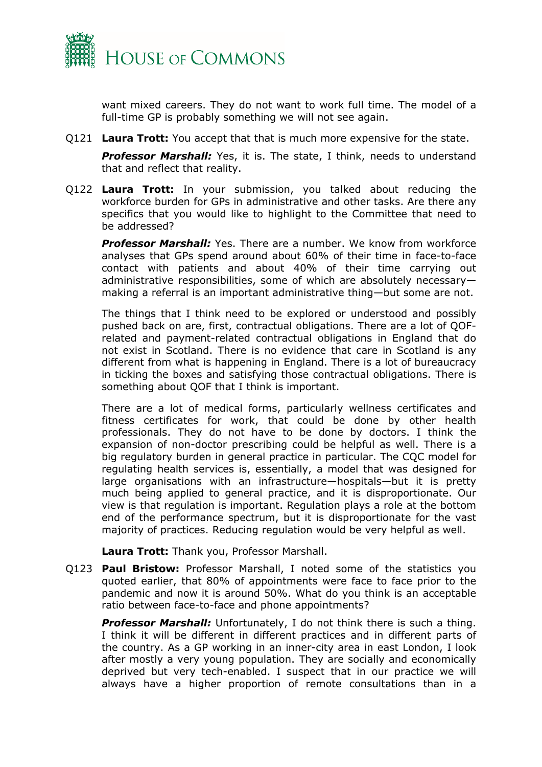want mixed careers. They do not want to work full time. The model of a full-time GP is probably something we will not see again.

Q121 **Laura Trott:** You accept that that is much more expensive for the state.

***Professor Marshall:*** Yes, it is. The state, I think, needs to understand that and reflect that reality.

Q122 **Laura Trott:** In your submission, you talked about reducing the workforce burden for GPs in administrative and other tasks. Are there any specifics that you would like to highlight to the Committee that need to be addressed?

***Professor Marshall:*** Yes. There are a number. We know from workforce analyses that GPs spend around about 60% of their time in face-to-face contact with patients and about 40% of their time carrying out administrative responsibilities, some of which are absolutely necessary—making a referral is an important administrative thing—but some are not.

The things that I think need to be explored or understood and possibly pushed back on are, first, contractual obligations. There are a lot of QOF-related and payment-related contractual obligations in England that do not exist in Scotland. There is no evidence that care in Scotland is any different from what is happening in England. There is a lot of bureaucracy in ticking the boxes and satisfying those contractual obligations. There is something about QOF that I think is important.

There are a lot of medical forms, particularly wellness certificates and fitness certificates for work, that could be done by other health professionals. They do not have to be done by doctors. I think the expansion of non-doctor prescribing could be helpful as well. There is a big regulatory burden in general practice in particular. The CQC model for regulating health services is, essentially, a model that was designed for large organisations with an infrastructure—hospitals—but it is pretty much being applied to general practice, and it is disproportionate. Our view is that regulation is important. Regulation plays a role at the bottom end of the performance spectrum, but it is disproportionate for the vast majority of practices. Reducing regulation would be very helpful as well.

**Laura Trott:** Thank you, Professor Marshall.

Q123 **Paul Bristow:** Professor Marshall, I noted some of the statistics you quoted earlier, that 80% of appointments were face to face prior to the pandemic and now it is around 50%. What do you think is an acceptable ratio between face-to-face and phone appointments?

***Professor Marshall:*** Unfortunately, I do not think there is such a thing. I think it will be different in different practices and in different parts of the country. As a GP working in an inner-city area in east London, I look after mostly a very young population. They are socially and economically deprived but very tech-enabled. I suspect that in our practice we will always have a higher proportion of remote consultations than in a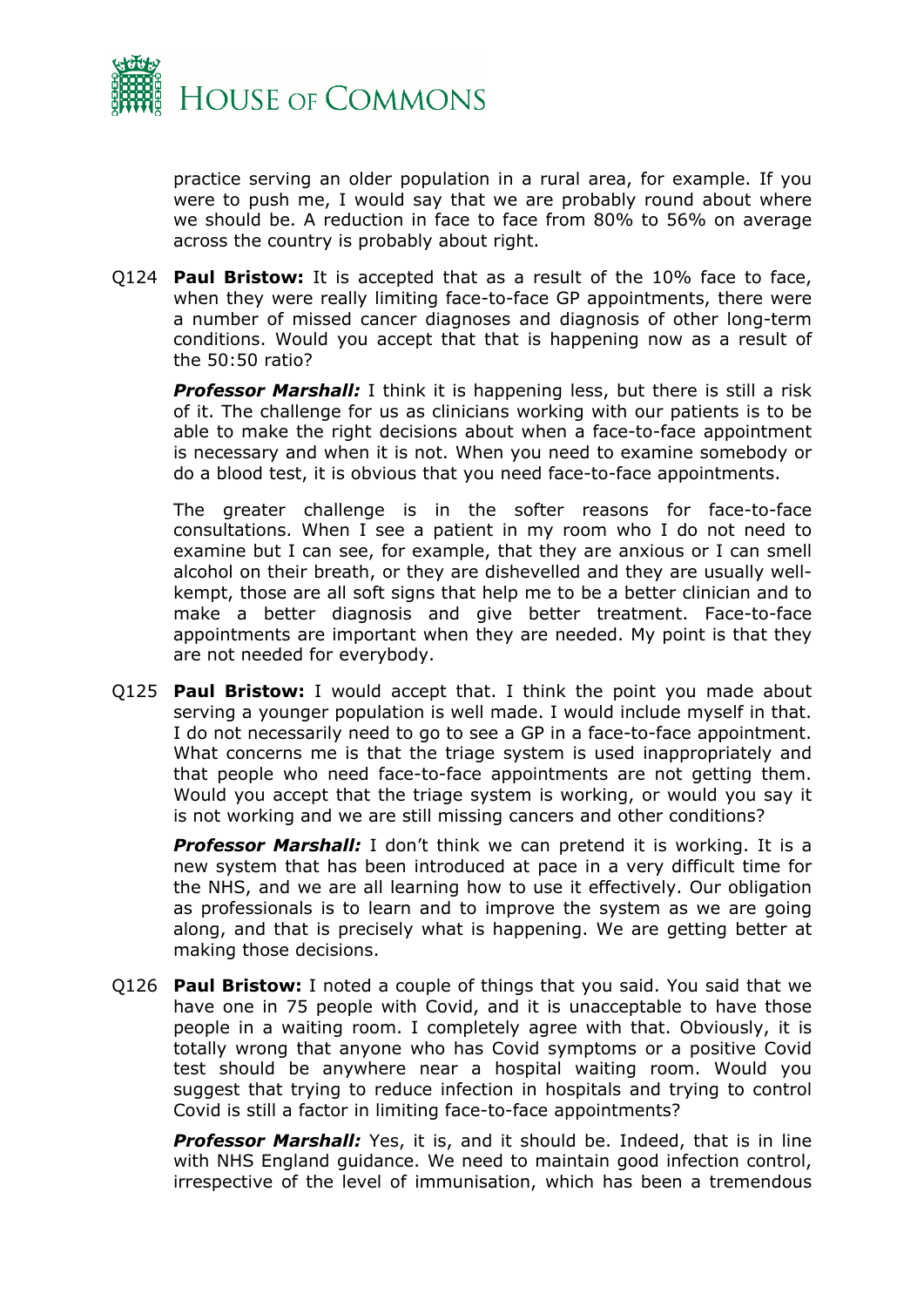practice serving an older population in a rural area, for example. If you were to push me, I would say that we are probably round about where we should be. A reduction in face to face from 80% to 56% on average across the country is probably about right.

Q124 **Paul Bristow:** It is accepted that as a result of the 10% face to face, when they were really limiting face-to-face GP appointments, there were a number of missed cancer diagnoses and diagnosis of other long-term conditions. Would you accept that that is happening now as a result of the 50:50 ratio?

***Professor Marshall:*** I think it is happening less, but there is still a risk of it. The challenge for us as clinicians working with our patients is to be able to make the right decisions about when a face-to-face appointment is necessary and when it is not. When you need to examine somebody or do a blood test, it is obvious that you need face-to-face appointments.

The greater challenge is in the softer reasons for face-to-face consultations. When I see a patient in my room who I do not need to examine but I can see, for example, that they are anxious or I can smell alcohol on their breath, or they are dishevelled and they are usually well-kempt, those are all soft signs that help me to be a better clinician and to make a better diagnosis and give better treatment. Face-to-face appointments are important when they are needed. My point is that they are not needed for everybody.

Q125 **Paul Bristow:** I would accept that. I think the point you made about serving a younger population is well made. I would include myself in that. I do not necessarily need to go to see a GP in a face-to-face appointment. What concerns me is that the triage system is used inappropriately and that people who need face-to-face appointments are not getting them. Would you accept that the triage system is working, or would you say it is not working and we are still missing cancers and other conditions?

***Professor Marshall:*** I don't think we can pretend it is working. It is a new system that has been introduced at pace in a very difficult time for the NHS, and we are all learning how to use it effectively. Our obligation as professionals is to learn and to improve the system as we are going along, and that is precisely what is happening. We are getting better at making those decisions.

Q126 **Paul Bristow:** I noted a couple of things that you said. You said that we have one in 75 people with Covid, and it is unacceptable to have those people in a waiting room. I completely agree with that. Obviously, it is totally wrong that anyone who has Covid symptoms or a positive Covid test should be anywhere near a hospital waiting room. Would you suggest that trying to reduce infection in hospitals and trying to control Covid is still a factor in limiting face-to-face appointments?

***Professor Marshall:*** Yes, it is, and it should be. Indeed, that is in line with NHS England guidance. We need to maintain good infection control, irrespective of the level of immunisation, which has been a tremendous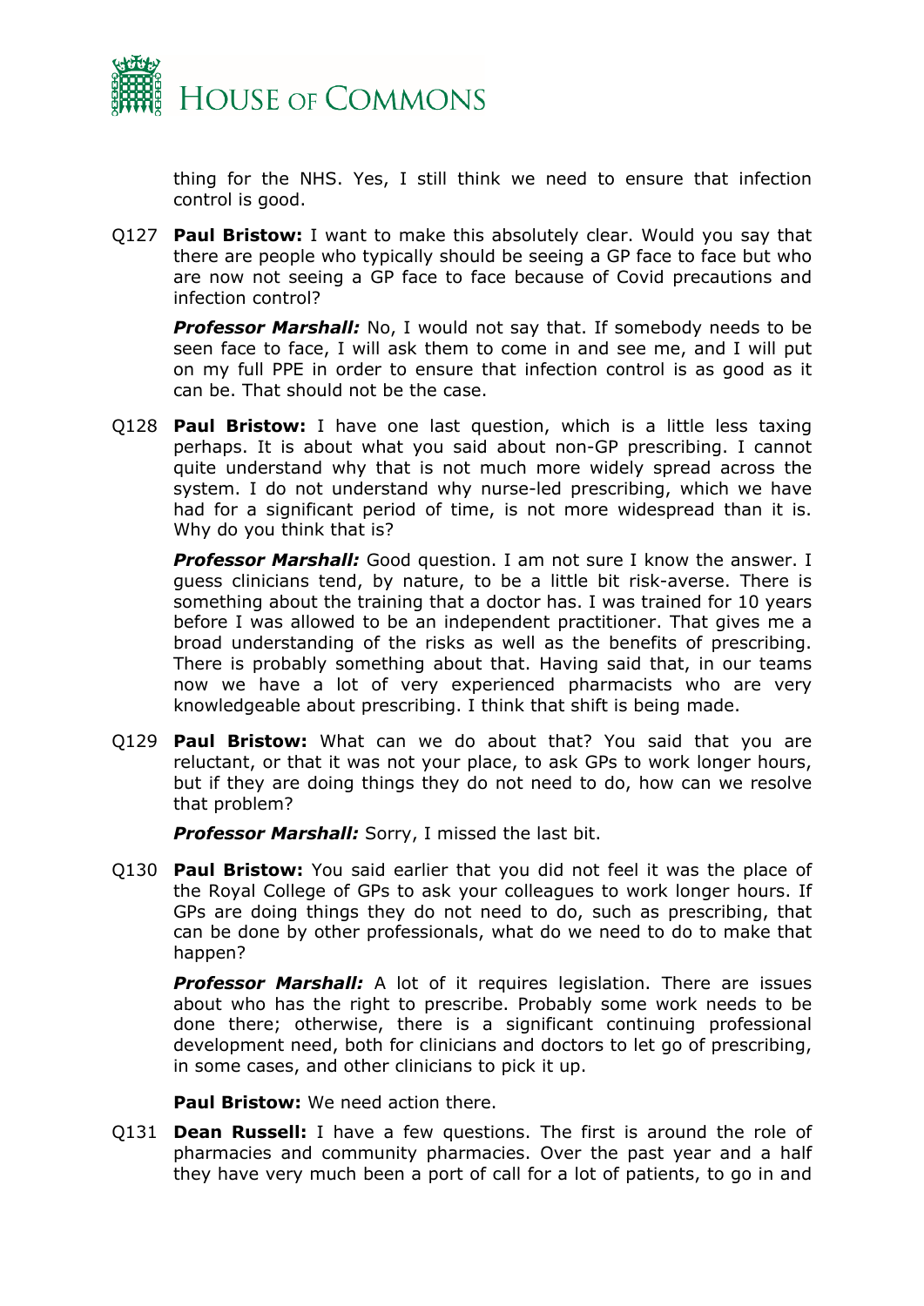thing for the NHS. Yes, I still think we need to ensure that infection control is good.

Q127 **Paul Bristow:** I want to make this absolutely clear. Would you say that there are people who typically should be seeing a GP face to face but who are now not seeing a GP face to face because of Covid precautions and infection control?

***Professor Marshall:*** No, I would not say that. If somebody needs to be seen face to face, I will ask them to come in and see me, and I will put on my full PPE in order to ensure that infection control is as good as it can be. That should not be the case.

Q128 **Paul Bristow:** I have one last question, which is a little less taxing perhaps. It is about what you said about non-GP prescribing. I cannot quite understand why that is not much more widely spread across the system. I do not understand why nurse-led prescribing, which we have had for a significant period of time, is not more widespread than it is. Why do you think that is?

***Professor Marshall:*** Good question. I am not sure I know the answer. I guess clinicians tend, by nature, to be a little bit risk-averse. There is something about the training that a doctor has. I was trained for 10 years before I was allowed to be an independent practitioner. That gives me a broad understanding of the risks as well as the benefits of prescribing. There is probably something about that. Having said that, in our teams now we have a lot of very experienced pharmacists who are very knowledgeable about prescribing. I think that shift is being made.

Q129 **Paul Bristow:** What can we do about that? You said that you are reluctant, or that it was not your place, to ask GPs to work longer hours, but if they are doing things they do not need to do, how can we resolve that problem?

***Professor Marshall:*** Sorry, I missed the last bit.

Q130 **Paul Bristow:** You said earlier that you did not feel it was the place of the Royal College of GPs to ask your colleagues to work longer hours. If GPs are doing things they do not need to do, such as prescribing, that can be done by other professionals, what do we need to do to make that happen?

***Professor Marshall:*** A lot of it requires legislation. There are issues about who has the right to prescribe. Probably some work needs to be done there; otherwise, there is a significant continuing professional development need, both for clinicians and doctors to let go of prescribing, in some cases, and other clinicians to pick it up.

**Paul Bristow:** We need action there.

Q131 **Dean Russell:** I have a few questions. The first is around the role of pharmacies and community pharmacies. Over the past year and a half they have very much been a port of call for a lot of patients, to go in and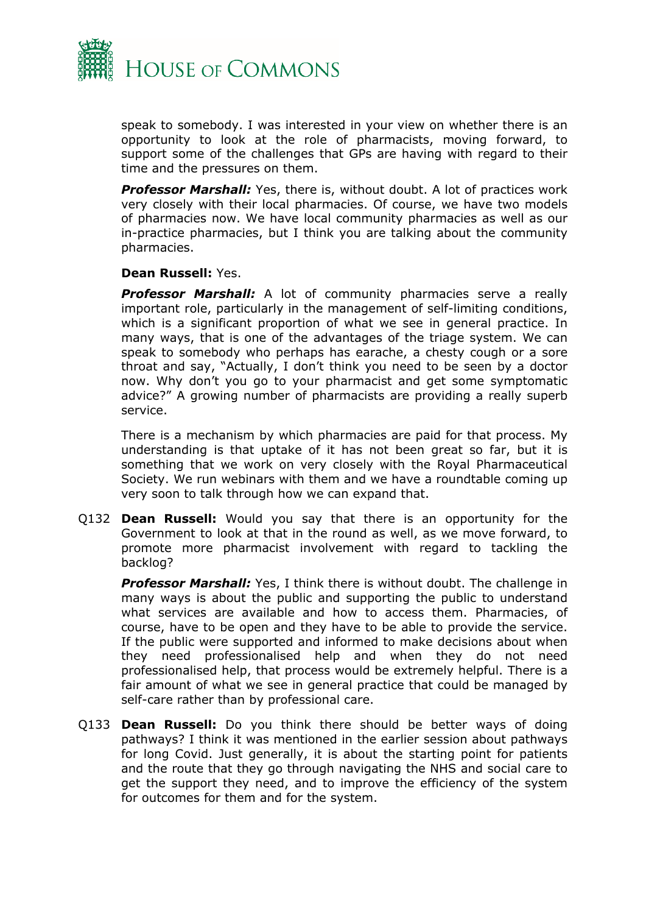speak to somebody. I was interested in your view on whether there is an opportunity to look at the role of pharmacists, moving forward, to support some of the challenges that GPs are having with regard to their time and the pressures on them.

***Professor Marshall:*** Yes, there is, without doubt. A lot of practices work very closely with their local pharmacies. Of course, we have two models of pharmacies now. We have local community pharmacies as well as our in-practice pharmacies, but I think you are talking about the community pharmacies.

**Dean Russell:** Yes.

***Professor Marshall:*** A lot of community pharmacies serve a really important role, particularly in the management of self-limiting conditions, which is a significant proportion of what we see in general practice. In many ways, that is one of the advantages of the triage system. We can speak to somebody who perhaps has earache, a chesty cough or a sore throat and say, "Actually, I don't think you need to be seen by a doctor now. Why don't you go to your pharmacist and get some symptomatic advice?" A growing number of pharmacists are providing a really superb service.

There is a mechanism by which pharmacies are paid for that process. My understanding is that uptake of it has not been great so far, but it is something that we work on very closely with the Royal Pharmaceutical Society. We run webinars with them and we have a roundtable coming up very soon to talk through how we can expand that.

Q132 **Dean Russell:** Would you say that there is an opportunity for the Government to look at that in the round as well, as we move forward, to promote more pharmacist involvement with regard to tackling the backlog?

***Professor Marshall:*** Yes, I think there is without doubt. The challenge in many ways is about the public and supporting the public to understand what services are available and how to access them. Pharmacies, of course, have to be open and they have to be able to provide the service. If the public were supported and informed to make decisions about when they need professionalised help and when they do not need professionalised help, that process would be extremely helpful. There is a fair amount of what we see in general practice that could be managed by self-care rather than by professional care.

Q133 **Dean Russell:** Do you think there should be better ways of doing pathways? I think it was mentioned in the earlier session about pathways for long Covid. Just generally, it is about the starting point for patients and the route that they go through navigating the NHS and social care to get the support they need, and to improve the efficiency of the system for outcomes for them and for the system.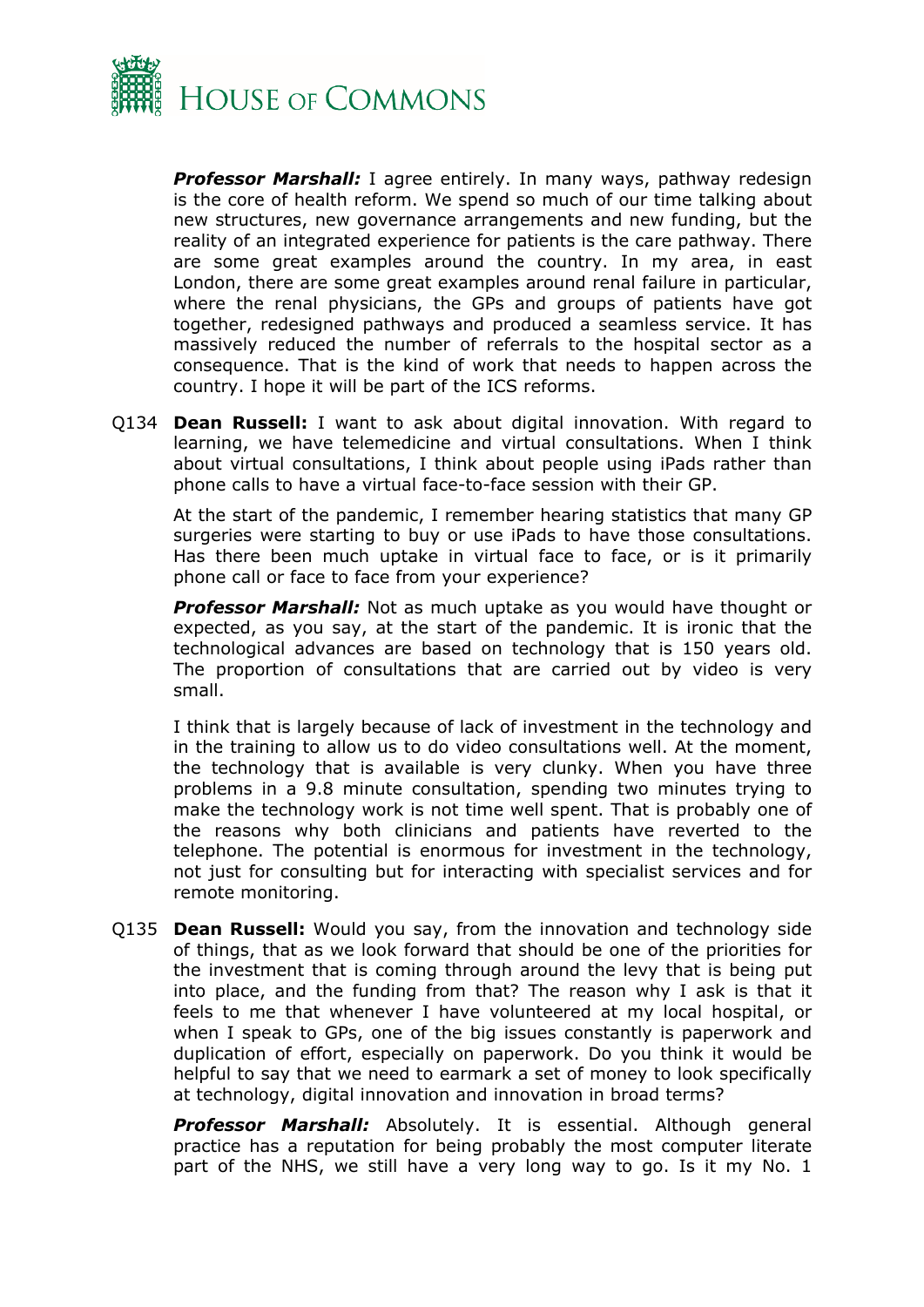***Professor Marshall:*** I agree entirely. In many ways, pathway redesign is the core of health reform. We spend so much of our time talking about new structures, new governance arrangements and new funding, but the reality of an integrated experience for patients is the care pathway. There are some great examples around the country. In my area, in east London, there are some great examples around renal failure in particular, where the renal physicians, the GPs and groups of patients have got together, redesigned pathways and produced a seamless service. It has massively reduced the number of referrals to the hospital sector as a consequence. That is the kind of work that needs to happen across the country. I hope it will be part of the ICS reforms.

Q134 **Dean Russell:** I want to ask about digital innovation. With regard to learning, we have telemedicine and virtual consultations. When I think about virtual consultations, I think about people using iPads rather than phone calls to have a virtual face-to-face session with their GP.

At the start of the pandemic, I remember hearing statistics that many GP surgeries were starting to buy or use iPads to have those consultations. Has there been much uptake in virtual face to face, or is it primarily phone call or face to face from your experience?

***Professor Marshall:*** Not as much uptake as you would have thought or expected, as you say, at the start of the pandemic. It is ironic that the technological advances are based on technology that is 150 years old. The proportion of consultations that are carried out by video is very small.

I think that is largely because of lack of investment in the technology and in the training to allow us to do video consultations well. At the moment, the technology that is available is very clunky. When you have three problems in a 9.8 minute consultation, spending two minutes trying to make the technology work is not time well spent. That is probably one of the reasons why both clinicians and patients have reverted to the telephone. The potential is enormous for investment in the technology, not just for consulting but for interacting with specialist services and for remote monitoring.

Q135 **Dean Russell:** Would you say, from the innovation and technology side of things, that as we look forward that should be one of the priorities for the investment that is coming through around the levy that is being put into place, and the funding from that? The reason why I ask is that it feels to me that whenever I have volunteered at my local hospital, or when I speak to GPs, one of the big issues constantly is paperwork and duplication of effort, especially on paperwork. Do you think it would be helpful to say that we need to earmark a set of money to look specifically at technology, digital innovation and innovation in broad terms?

***Professor Marshall:*** Absolutely. It is essential. Although general practice has a reputation for being probably the most computer literate part of the NHS, we still have a very long way to go. Is it my No. 1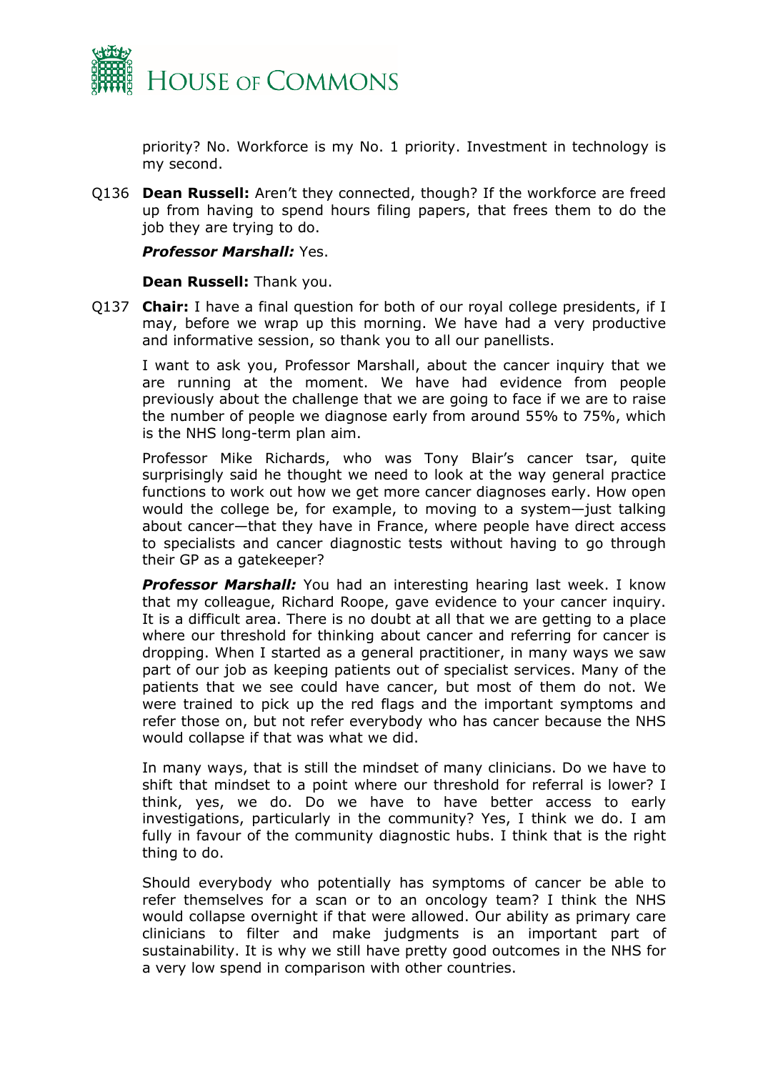priority? No. Workforce is my No. 1 priority. Investment in technology is my second.

Q136 **Dean Russell:** Aren't they connected, though? If the workforce are freed up from having to spend hours filing papers, that frees them to do the job they are trying to do.

***Professor Marshall:*** Yes.

**Dean Russell:** Thank you.

Q137 **Chair:** I have a final question for both of our royal college presidents, if I may, before we wrap up this morning. We have had a very productive and informative session, so thank you to all our panellists.

I want to ask you, Professor Marshall, about the cancer inquiry that we are running at the moment. We have had evidence from people previously about the challenge that we are going to face if we are to raise the number of people we diagnose early from around 55% to 75%, which is the NHS long-term plan aim.

Professor Mike Richards, who was Tony Blair's cancer tsar, quite surprisingly said he thought we need to look at the way general practice functions to work out how we get more cancer diagnoses early. How open would the college be, for example, to moving to a system—just talking about cancer—that they have in France, where people have direct access to specialists and cancer diagnostic tests without having to go through their GP as a gatekeeper?

***Professor Marshall:*** You had an interesting hearing last week. I know that my colleague, Richard Roope, gave evidence to your cancer inquiry. It is a difficult area. There is no doubt at all that we are getting to a place where our threshold for thinking about cancer and referring for cancer is dropping. When I started as a general practitioner, in many ways we saw part of our job as keeping patients out of specialist services. Many of the patients that we see could have cancer, but most of them do not. We were trained to pick up the red flags and the important symptoms and refer those on, but not refer everybody who has cancer because the NHS would collapse if that was what we did.

In many ways, that is still the mindset of many clinicians. Do we have to shift that mindset to a point where our threshold for referral is lower? I think, yes, we do. Do we have to have better access to early investigations, particularly in the community? Yes, I think we do. I am fully in favour of the community diagnostic hubs. I think that is the right thing to do.

Should everybody who potentially has symptoms of cancer be able to refer themselves for a scan or to an oncology team? I think the NHS would collapse overnight if that were allowed. Our ability as primary care clinicians to filter and make judgments is an important part of sustainability. It is why we still have pretty good outcomes in the NHS for a very low spend in comparison with other countries.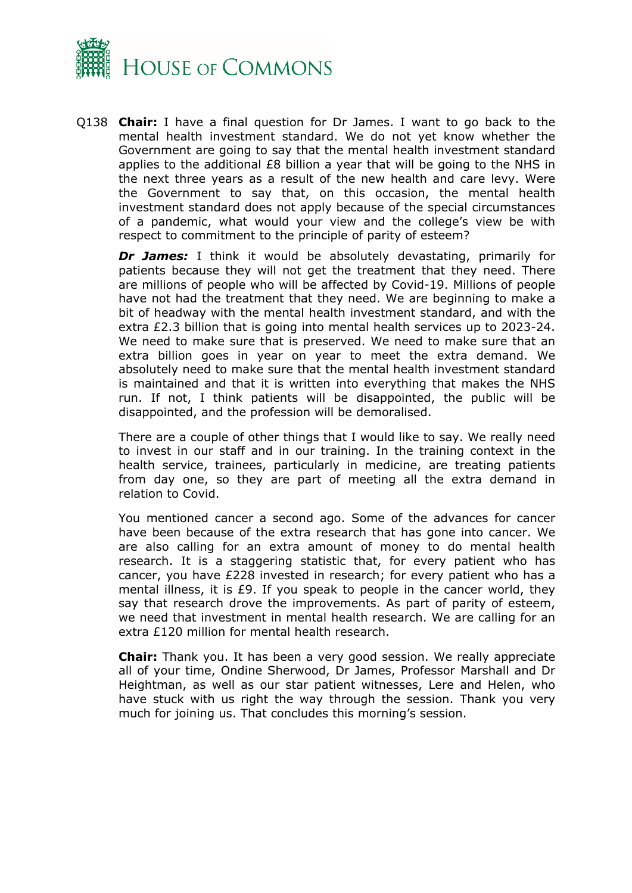Q138 **Chair:** I have a final question for Dr James. I want to go back to the mental health investment standard. We do not yet know whether the Government are going to say that the mental health investment standard applies to the additional £8 billion a year that will be going to the NHS in the next three years as a result of the new health and care levy. Were the Government to say that, on this occasion, the mental health investment standard does not apply because of the special circumstances of a pandemic, what would your view and the college's view be with respect to commitment to the principle of parity of esteem?

***Dr James:*** I think it would be absolutely devastating, primarily for patients because they will not get the treatment that they need. There are millions of people who will be affected by Covid-19. Millions of people have not had the treatment that they need. We are beginning to make a bit of headway with the mental health investment standard, and with the extra £2.3 billion that is going into mental health services up to 2023-24. We need to make sure that is preserved. We need to make sure that an extra billion goes in year on year to meet the extra demand. We absolutely need to make sure that the mental health investment standard is maintained and that it is written into everything that makes the NHS run. If not, I think patients will be disappointed, the public will be disappointed, and the profession will be demoralised.

There are a couple of other things that I would like to say. We really need to invest in our staff and in our training. In the training context in the health service, trainees, particularly in medicine, are treating patients from day one, so they are part of meeting all the extra demand in relation to Covid.

You mentioned cancer a second ago. Some of the advances for cancer have been because of the extra research that has gone into cancer. We are also calling for an extra amount of money to do mental health research. It is a staggering statistic that, for every patient who has cancer, you have £228 invested in research; for every patient who has a mental illness, it is £9. If you speak to people in the cancer world, they say that research drove the improvements. As part of parity of esteem, we need that investment in mental health research. We are calling for an extra £120 million for mental health research.

**Chair:** Thank you. It has been a very good session. We really appreciate all of your time, Ondine Sherwood, Dr James, Professor Marshall and Dr Heightman, as well as our star patient witnesses, Lere and Helen, who have stuck with us right the way through the session. Thank you very much for joining us. That concludes this morning's session.